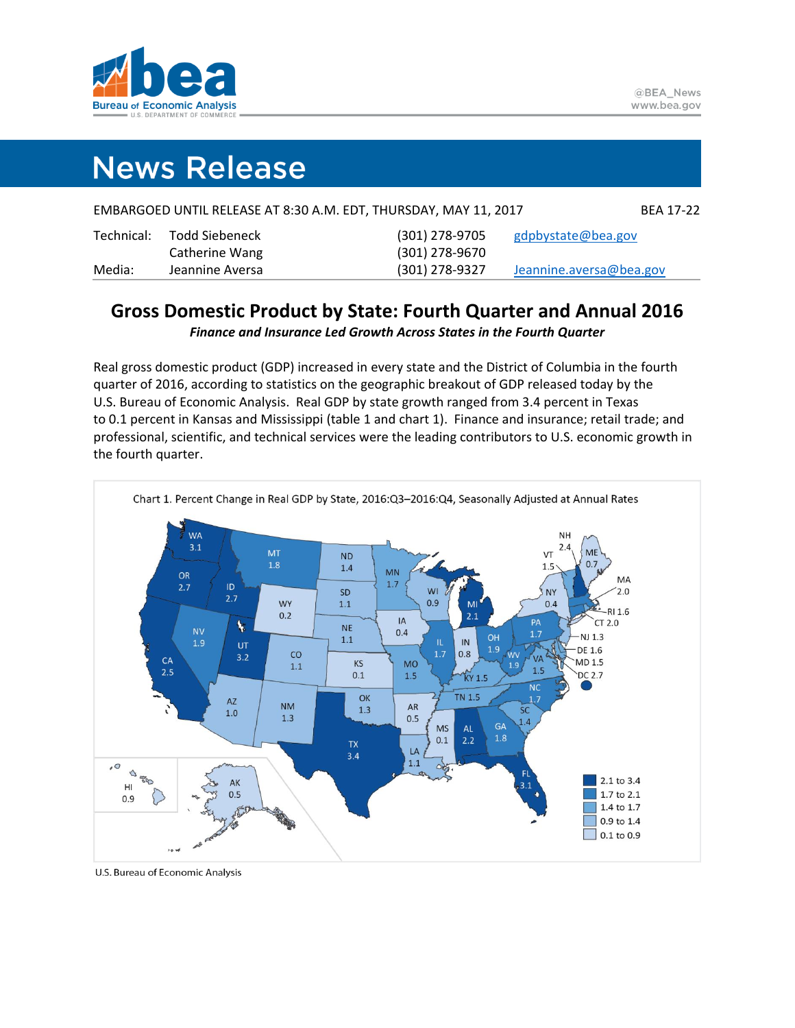# News Release

EMBARGOED UNTIL RELEASE AT 8:30 A.M. EDT, THURSDAY, MAY 11, 2017 — BEA 17-22

| | | | |
|---|---|---|---|
| Technical: | Todd Siebeneck | (301) 278-9705 | gdpbystate@bea.gov |
| | Catherine Wang | (301) 278-9670 | |
| Media: | Jeannine Aversa | (301) 278-9327 | Jeannine.aversa@bea.gov |

## Gross Domestic Product by State: Fourth Quarter and Annual 2016

***Finance and Insurance Led Growth Across States in the Fourth Quarter***

Real gross domestic product (GDP) increased in every state and the District of Columbia in the fourth quarter of 2016, according to statistics on the geographic breakout of GDP released today by the U.S. Bureau of Economic Analysis. Real GDP by state growth ranged from 3.4 percent in Texas to 0.1 percent in Kansas and Mississippi (table 1 and chart 1). Finance and insurance; retail trade; and professional, scientific, and technical services were the leading contributors to U.S. economic growth in the fourth quarter.

Chart 1. Percent Change in Real GDP by State, 2016:Q3–2016:Q4, Seasonally Adjusted at Annual Rates

| State | % | State | % | State | % |
|---|---|---|---|---|---|
| WA | 3.1 | MN | 1.7 | NC | 1.7 |
| OR | 2.7 | WI | 0.9 | SC | 1.4 |
| CA | 2.5 | IA | 0.4 | GA | 1.8 |
| NV | 1.9 | MO | 1.5 | FL | 3.1 |
| ID | 2.7 | AR | 0.5 | AL | 2.2 |
| MT | 1.8 | LA | 1.1 | MS | 0.1 |
| WY | 0.2 | IL | 1.7 | TN | 1.5 |
| UT | 3.2 | IN | 0.8 | KY | 1.5 |
| CO | 1.1 | MI | 2.1 | OH | 1.9 |
| AZ | 1.0 | WV | 1.9 | PA | 1.7 |
| NM | 1.3 | VA | 1.5 | NY | 0.4 |
| ND | 1.4 | MD | 1.5 | VT | 1.5 |
| SD | 1.1 | DE | 1.6 | NH | 2.4 |
| NE | 1.1 | DC | 2.7 | ME | 0.7 |
| KS | 0.1 | NJ | 1.3 | MA | 2.0 |
| OK | 1.3 | CT | 2.0 | RI | 1.6 |
| TX | 3.4 | AK | 0.5 | HI | 0.9 |

Legend: 2.1 to 3.4; 1.7 to 2.1; 1.4 to 1.7; 0.9 to 1.4; 0.1 to 0.9

U.S. Bureau of Economic Analysis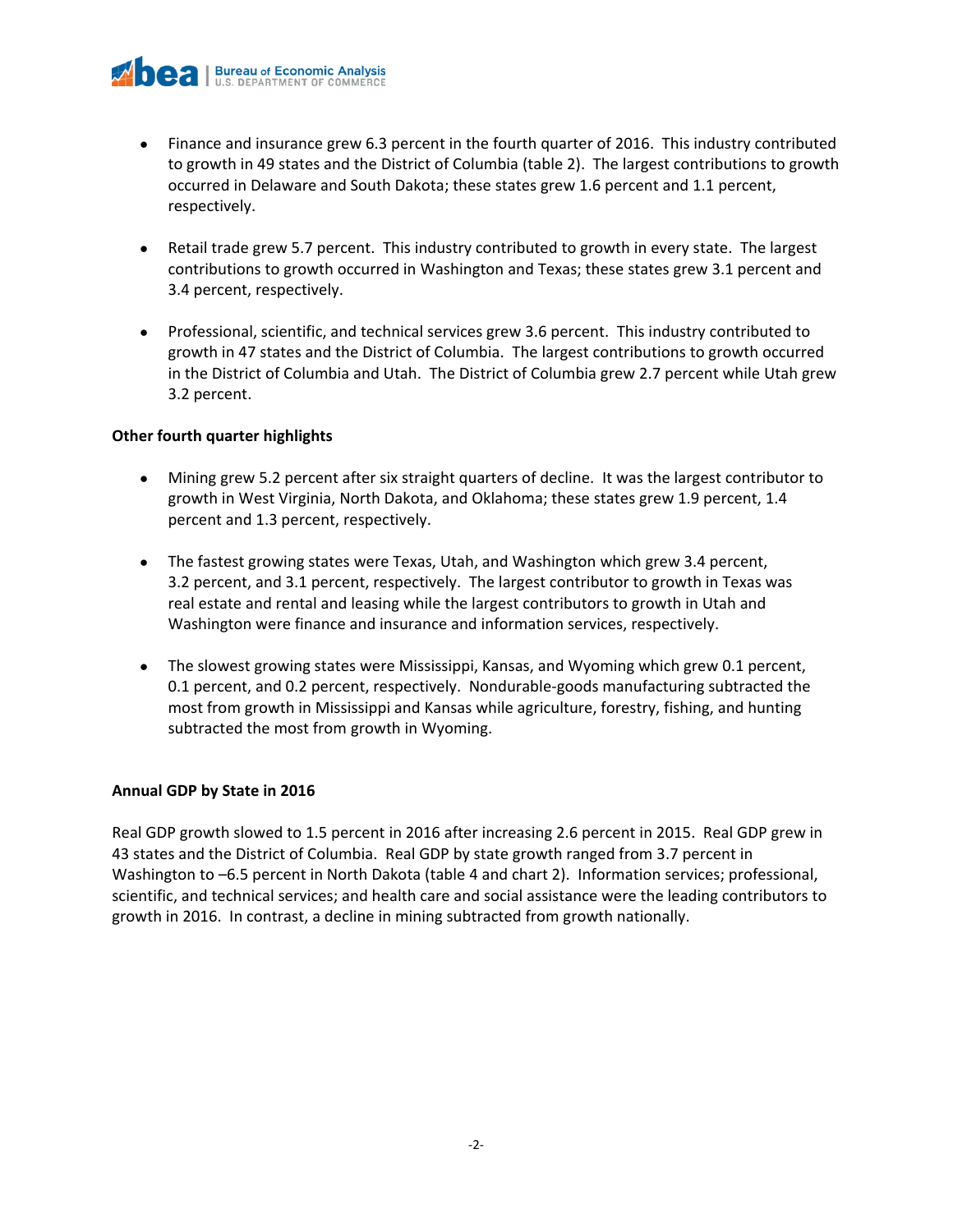- Finance and insurance grew 6.3 percent in the fourth quarter of 2016. This industry contributed to growth in 49 states and the District of Columbia (table 2). The largest contributions to growth occurred in Delaware and South Dakota; these states grew 1.6 percent and 1.1 percent, respectively.

- Retail trade grew 5.7 percent. This industry contributed to growth in every state. The largest contributions to growth occurred in Washington and Texas; these states grew 3.1 percent and 3.4 percent, respectively.

- Professional, scientific, and technical services grew 3.6 percent. This industry contributed to growth in 47 states and the District of Columbia. The largest contributions to growth occurred in the District of Columbia and Utah. The District of Columbia grew 2.7 percent while Utah grew 3.2 percent.

**Other fourth quarter highlights**

- Mining grew 5.2 percent after six straight quarters of decline. It was the largest contributor to growth in West Virginia, North Dakota, and Oklahoma; these states grew 1.9 percent, 1.4 percent and 1.3 percent, respectively.

- The fastest growing states were Texas, Utah, and Washington which grew 3.4 percent, 3.2 percent, and 3.1 percent, respectively. The largest contributor to growth in Texas was real estate and rental and leasing while the largest contributors to growth in Utah and Washington were finance and insurance and information services, respectively.

- The slowest growing states were Mississippi, Kansas, and Wyoming which grew 0.1 percent, 0.1 percent, and 0.2 percent, respectively. Nondurable-goods manufacturing subtracted the most from growth in Mississippi and Kansas while agriculture, forestry, fishing, and hunting subtracted the most from growth in Wyoming.

**Annual GDP by State in 2016**

Real GDP growth slowed to 1.5 percent in 2016 after increasing 2.6 percent in 2015. Real GDP grew in 43 states and the District of Columbia. Real GDP by state growth ranged from 3.7 percent in Washington to –6.5 percent in North Dakota (table 4 and chart 2). Information services; professional, scientific, and technical services; and health care and social assistance were the leading contributors to growth in 2016. In contrast, a decline in mining subtracted from growth nationally.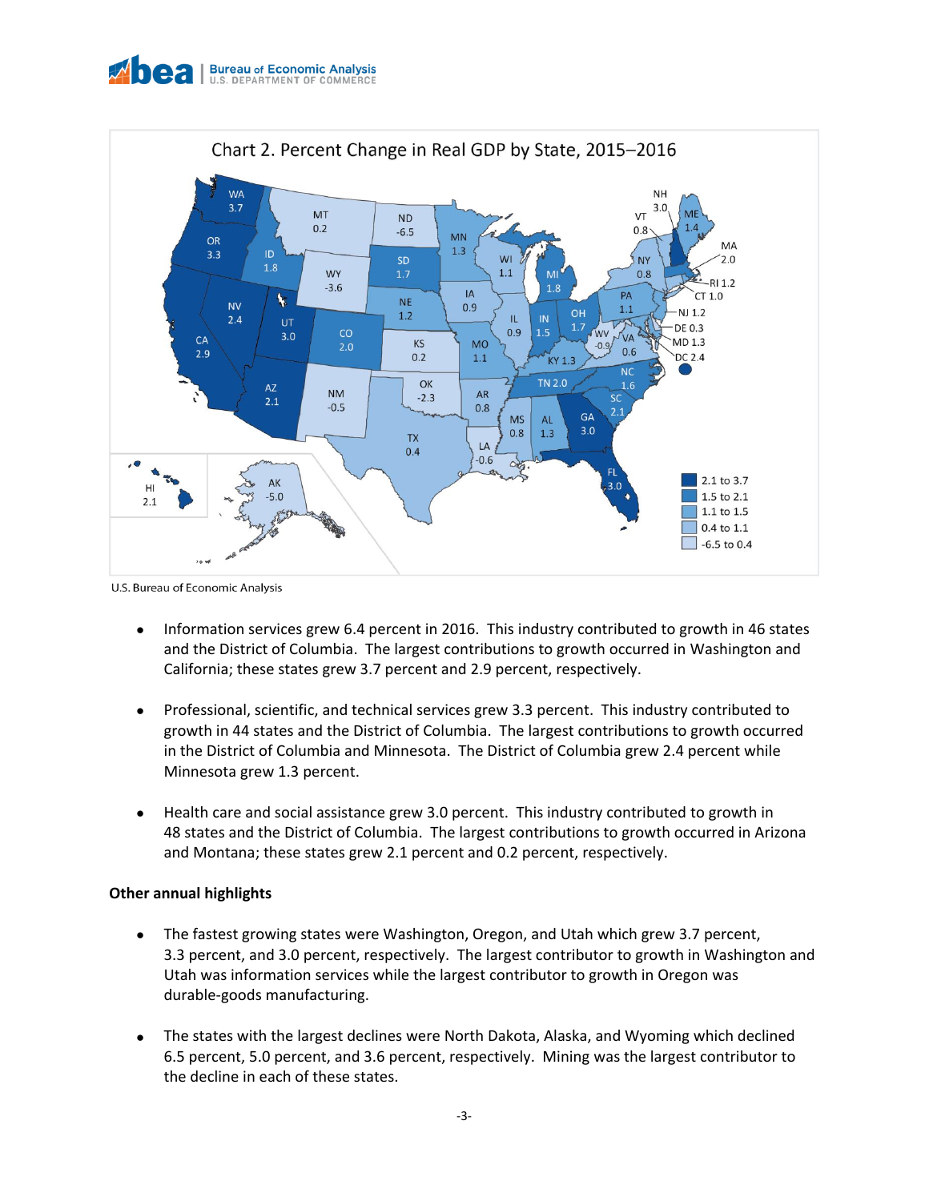Chart 2. Percent Change in Real GDP by State, 2015–2016

U.S. Bureau of Economic Analysis

- Information services grew 6.4 percent in 2016. This industry contributed to growth in 46 states and the District of Columbia. The largest contributions to growth occurred in Washington and California; these states grew 3.7 percent and 2.9 percent, respectively.

- Professional, scientific, and technical services grew 3.3 percent. This industry contributed to growth in 44 states and the District of Columbia. The largest contributions to growth occurred in the District of Columbia and Minnesota. The District of Columbia grew 2.4 percent while Minnesota grew 1.3 percent.

- Health care and social assistance grew 3.0 percent. This industry contributed to growth in 48 states and the District of Columbia. The largest contributions to growth occurred in Arizona and Montana; these states grew 2.1 percent and 0.2 percent, respectively.

**Other annual highlights**

- The fastest growing states were Washington, Oregon, and Utah which grew 3.7 percent, 3.3 percent, and 3.0 percent, respectively. The largest contributor to growth in Washington and Utah was information services while the largest contributor to growth in Oregon was durable-goods manufacturing.

- The states with the largest declines were North Dakota, Alaska, and Wyoming which declined 6.5 percent, 5.0 percent, and 3.6 percent, respectively. Mining was the largest contributor to the decline in each of these states.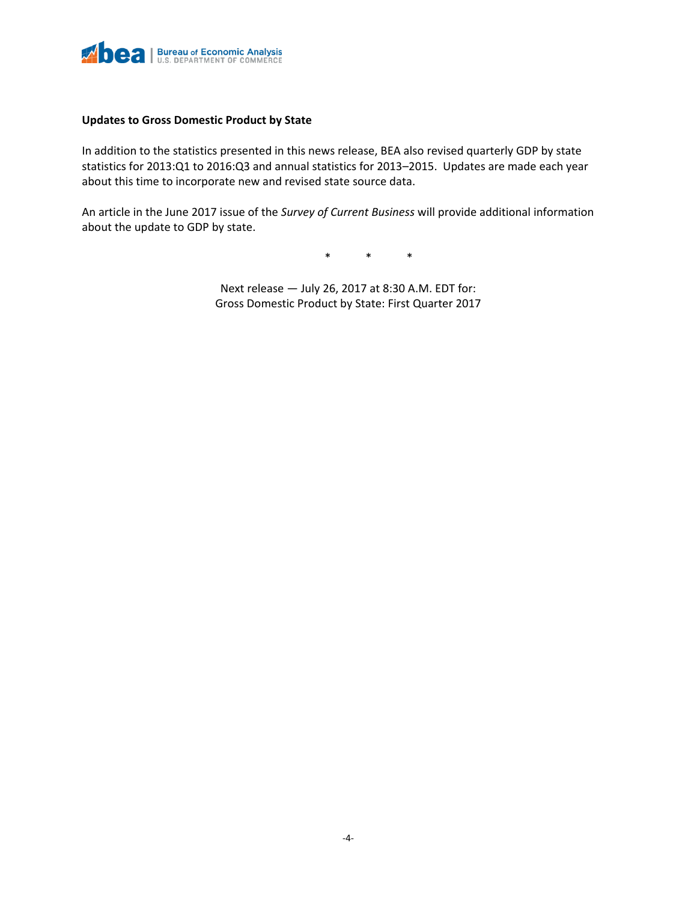**Updates to Gross Domestic Product by State**

In addition to the statistics presented in this news release, BEA also revised quarterly GDP by state statistics for 2013:Q1 to 2016:Q3 and annual statistics for 2013–2015. Updates are made each year about this time to incorporate new and revised state source data.

An article in the June 2017 issue of the *Survey of Current Business* will provide additional information about the update to GDP by state.

\*     \*     \*

Next release — July 26, 2017 at 8:30 A.M. EDT for:
Gross Domestic Product by State: First Quarter 2017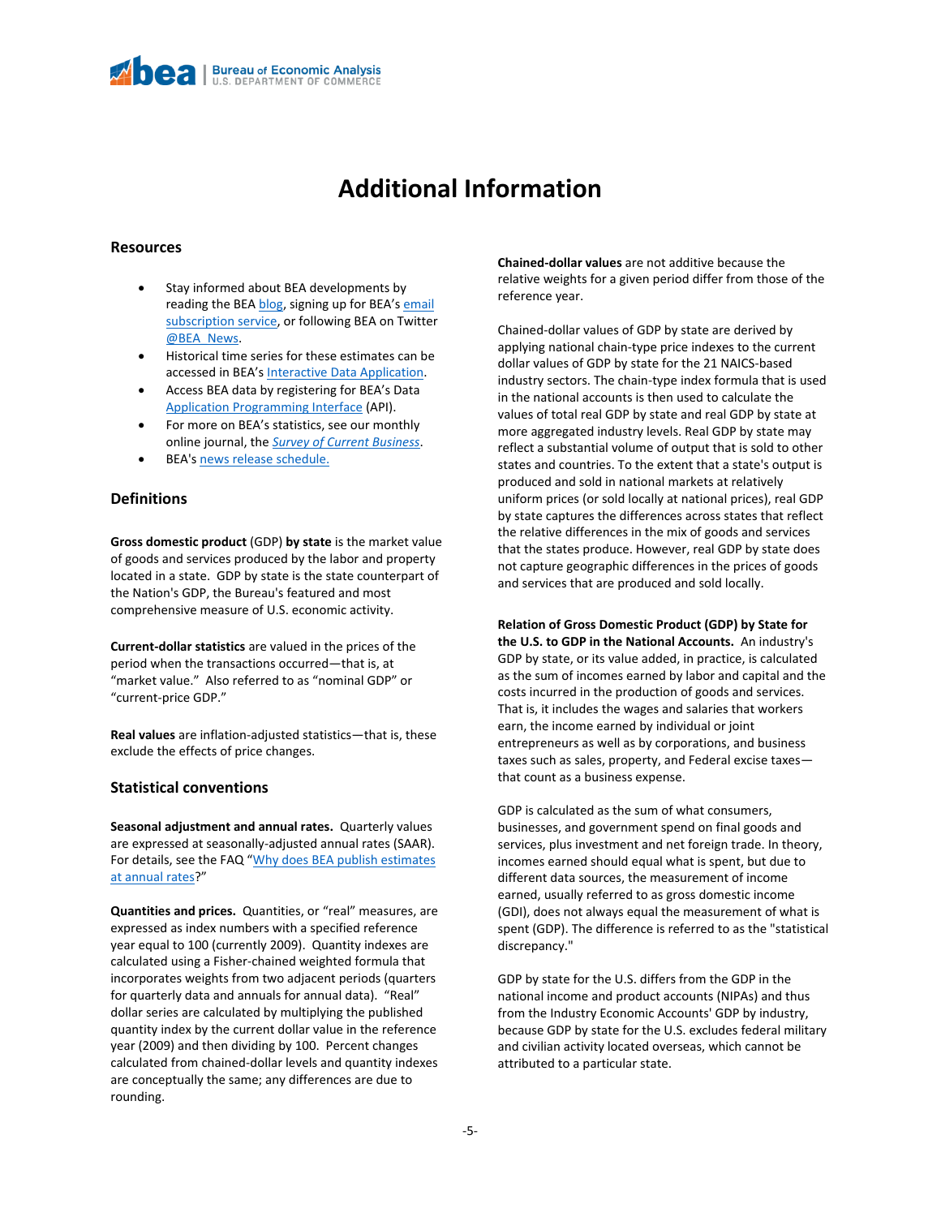# Additional Information

## Resources

- Stay informed about BEA developments by reading the BEA blog, signing up for BEA's email subscription service, or following BEA on Twitter @BEA_News.
- Historical time series for these estimates can be accessed in BEA's Interactive Data Application.
- Access BEA data by registering for BEA's Data Application Programming Interface (API).
- For more on BEA's statistics, see our monthly online journal, the *Survey of Current Business*.
- BEA's news release schedule.

## Definitions

**Gross domestic product** (GDP) **by state** is the market value of goods and services produced by the labor and property located in a state. GDP by state is the state counterpart of the Nation's GDP, the Bureau's featured and most comprehensive measure of U.S. economic activity.

**Current-dollar statistics** are valued in the prices of the period when the transactions occurred—that is, at "market value." Also referred to as "nominal GDP" or "current-price GDP."

**Real values** are inflation-adjusted statistics—that is, these exclude the effects of price changes.

## Statistical conventions

**Seasonal adjustment and annual rates.** Quarterly values are expressed at seasonally-adjusted annual rates (SAAR). For details, see the FAQ "Why does BEA publish estimates at annual rates?"

**Quantities and prices.** Quantities, or "real" measures, are expressed as index numbers with a specified reference year equal to 100 (currently 2009). Quantity indexes are calculated using a Fisher-chained weighted formula that incorporates weights from two adjacent periods (quarters for quarterly data and annuals for annual data). "Real" dollar series are calculated by multiplying the published quantity index by the current dollar value in the reference year (2009) and then dividing by 100. Percent changes calculated from chained-dollar levels and quantity indexes are conceptually the same; any differences are due to rounding.

**Chained-dollar values** are not additive because the relative weights for a given period differ from those of the reference year.

Chained-dollar values of GDP by state are derived by applying national chain-type price indexes to the current dollar values of GDP by state for the 21 NAICS-based industry sectors. The chain-type index formula that is used in the national accounts is then used to calculate the values of total real GDP by state and real GDP by state at more aggregated industry levels. Real GDP by state may reflect a substantial volume of output that is sold to other states and countries. To the extent that a state's output is produced and sold in national markets at relatively uniform prices (or sold locally at national prices), real GDP by state captures the differences across states that reflect the relative differences in the mix of goods and services that the states produce. However, real GDP by state does not capture geographic differences in the prices of goods and services that are produced and sold locally.

**Relation of Gross Domestic Product (GDP) by State for the U.S. to GDP in the National Accounts.** An industry's GDP by state, or its value added, in practice, is calculated as the sum of incomes earned by labor and capital and the costs incurred in the production of goods and services. That is, it includes the wages and salaries that workers earn, the income earned by individual or joint entrepreneurs as well as by corporations, and business taxes such as sales, property, and Federal excise taxes—that count as a business expense.

GDP is calculated as the sum of what consumers, businesses, and government spend on final goods and services, plus investment and net foreign trade. In theory, incomes earned should equal what is spent, but due to different data sources, the measurement of income earned, usually referred to as gross domestic income (GDI), does not always equal the measurement of what is spent (GDP). The difference is referred to as the "statistical discrepancy."

GDP by state for the U.S. differs from the GDP in the national income and product accounts (NIPAs) and thus from the Industry Economic Accounts' GDP by industry, because GDP by state for the U.S. excludes federal military and civilian activity located overseas, which cannot be attributed to a particular state.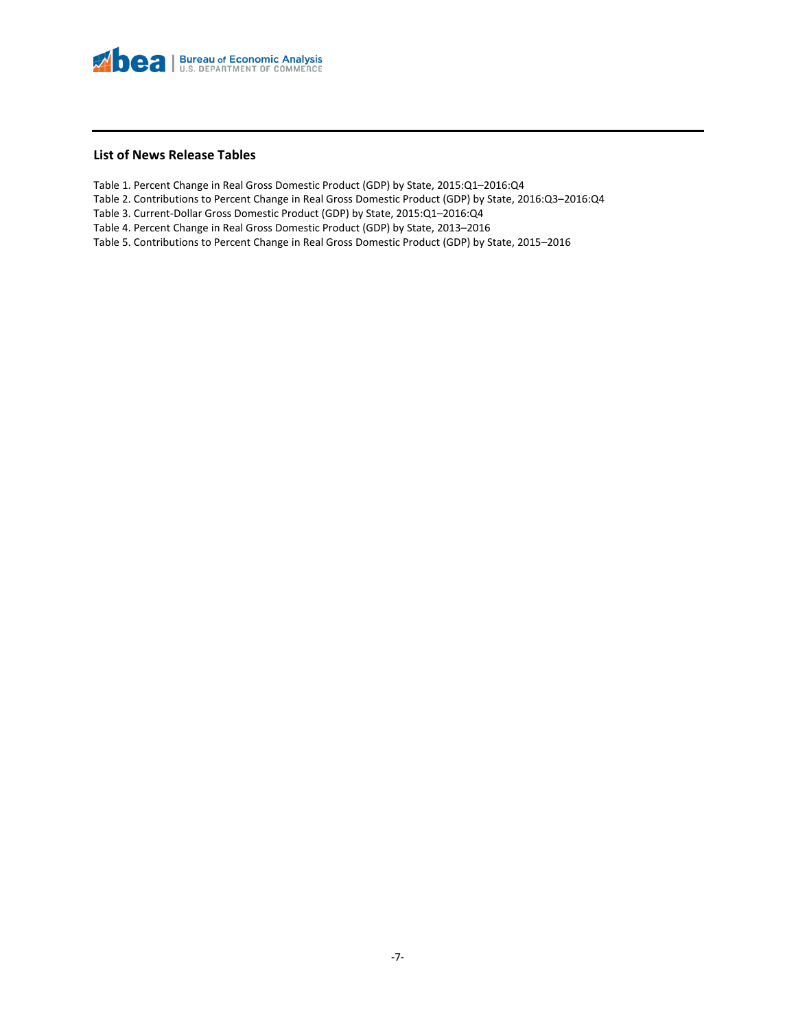## List of News Release Tables

Table 1. Percent Change in Real Gross Domestic Product (GDP) by State, 2015:Q1–2016:Q4

Table 2. Contributions to Percent Change in Real Gross Domestic Product (GDP) by State, 2016:Q3–2016:Q4

Table 3. Current-Dollar Gross Domestic Product (GDP) by State, 2015:Q1–2016:Q4

Table 4. Percent Change in Real Gross Domestic Product (GDP) by State, 2013–2016

Table 5. Contributions to Percent Change in Real Gross Domestic Product (GDP) by State, 2015–2016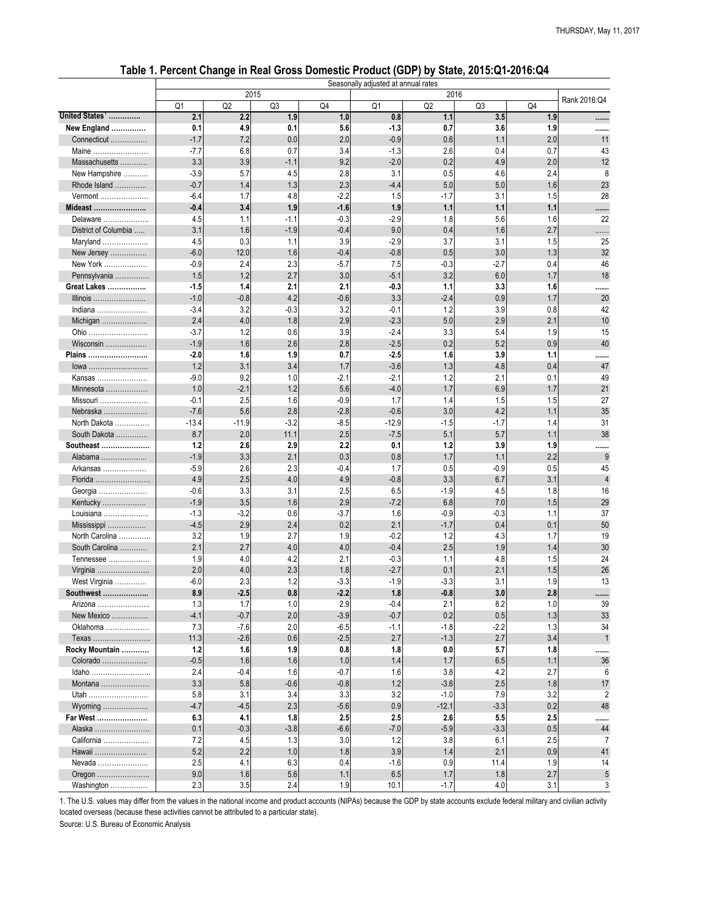## Table 1. Percent Change in Real Gross Domestic Product (GDP) by State, 2015:Q1-2016:Q4

| | Seasonally adjusted at annual rates | | | | | | | | |
|---|---|---|---|---|---|---|---|---|---|
| | 2015 | | | | 2016 | | | | Rank 2016:Q4 |
| | Q1 | Q2 | Q3 | Q4 | Q1 | Q2 | Q3 | Q4 | |
| **United States[1] …………..** | **2.1** | **2.2** | **1.9** | **1.0** | **0.8** | **1.1** | **3.5** | **1.9** | **.......** |
| **New England ……………** | **0.1** | **4.9** | **0.1** | **5.6** | **-1.3** | **0.7** | **3.6** | **1.9** | **.......** |
| Connecticut ……………. | -1.7 | 7.2 | 0.0 | 2.0 | -0.9 | 0.6 | 1.1 | 2.0 | 11 |
| Maine …………………… | -7.7 | 6.8 | 0.7 | 3.4 | -1.3 | 2.6 | 0.4 | 0.7 | 43 |
| Massachusetts ………… | 3.3 | 3.9 | -1.1 | 9.2 | -2.0 | 0.2 | 4.9 | 2.0 | 12 |
| New Hampshire ……….. | -3.9 | 5.7 | 4.5 | 2.8 | 3.1 | 0.5 | 4.6 | 2.4 | 8 |
| Rhode Island …………. | -0.7 | 1.4 | 1.3 | 2.3 | -4.4 | 5.0 | 5.0 | 1.6 | 23 |
| Vermont ………………… | -6.4 | 1.7 | 4.8 | -2.2 | 1.5 | -1.7 | 3.1 | 1.5 | 28 |
| **Mideast …………………..** | **-0.4** | **3.4** | **1.9** | **-1.6** | **1.9** | **1.1** | **1.1** | **1.1** | **.......** |
| Delaware ……………….. | 4.5 | 1.1 | -1.1 | -0.3 | -2.9 | 1.8 | 5.6 | 1.6 | 22 |
| District of Columbia ….. | 3.1 | 1.6 | -1.9 | -0.4 | 9.0 | 0.4 | 1.6 | 2.7 | ....... |
| Maryland ……………….. | 4.5 | 0.3 | 1.1 | 3.9 | -2.9 | 3.7 | 3.1 | 1.5 | 25 |
| New Jersey ……………. | -6.0 | 12.0 | 1.6 | -0.4 | -0.8 | 0.5 | 3.0 | 1.3 | 32 |
| New York ………………. | -0.9 | 2.4 | 2.3 | -5.7 | 7.5 | -0.3 | -2.7 | 0.4 | 46 |
| Pennsylvania ………….. | 1.5 | 1.2 | 2.7 | 3.0 | -5.1 | 3.2 | 6.0 | 1.7 | 18 |
| **Great Lakes ……………..** | **-1.5** | **1.4** | **2.1** | **2.1** | **-0.3** | **1.1** | **3.3** | **1.6** | **.......** |
| Illinois ………………….. | -1.0 | -0.8 | 4.2 | -0.6 | 3.3 | -2.4 | 0.9 | 1.7 | 20 |
| Indiana …………………. | -3.4 | 3.2 | -0.3 | 3.2 | -0.1 | 1.2 | 3.9 | 0.8 | 42 |
| Michigan ……………….. | 2.4 | 4.0 | 1.8 | 2.9 | -2.3 | 5.0 | 2.9 | 2.1 | 10 |
| Ohio …………………….. | -3.7 | 1.2 | 0.6 | 3.9 | -2.4 | 3.3 | 5.4 | 1.9 | 15 |
| Wisconsin ……………… | -1.9 | 1.6 | 2.6 | 2.8 | -2.5 | 0.2 | 5.2 | 0.9 | 40 |
| **Plains ……………………..** | **-2.0** | **1.6** | **1.9** | **0.7** | **-2.5** | **1.6** | **3.9** | **1.1** | **.......** |
| Iowa ……………………. | 1.2 | 3.1 | 3.4 | 1.7 | -3.6 | 1.3 | 4.8 | 0.4 | 47 |
| Kansas …………………. | -9.0 | 9.2 | 1.0 | -2.1 | -2.1 | 1.2 | 2.1 | 0.1 | 49 |
| Minnesota ……………… | 1.0 | -2.1 | 1.2 | 5.6 | -4.0 | 1.7 | 6.9 | 1.7 | 21 |
| Missouri ………………… | -0.1 | 2.5 | 1.6 | -0.9 | 1.7 | 1.4 | 1.5 | 1.5 | 27 |
| Nebraska ………………. | -7.6 | 5.6 | 2.8 | -2.8 | -0.6 | 3.0 | 4.2 | 1.1 | 35 |
| North Dakota …………… | -13.4 | -11.9 | -3.2 | -8.5 | -12.9 | -1.5 | -1.7 | 1.4 | 31 |
| South Dakota …………. | 8.7 | 2.0 | 11.1 | 2.5 | -7.5 | 5.1 | 5.7 | 1.1 | 38 |
| **Southeast …………………** | **1.2** | **2.6** | **2.9** | **2.2** | **0.1** | **1.2** | **3.9** | **1.9** | **.......** |
| Alabama ……………….. | -1.9 | 3.3 | 2.1 | 0.3 | 0.8 | 1.7 | 1.1 | 2.2 | 9 |
| Arkansas ………………. | -5.9 | 2.6 | 2.3 | -0.4 | 1.7 | 0.5 | -0.9 | 0.5 | 45 |
| Florida …………………… | 4.9 | 2.5 | 4.0 | 4.9 | -0.8 | 3.3 | 6.7 | 3.1 | 4 |
| Georgia ………………… | -0.6 | 3.3 | 3.1 | 2.5 | 6.5 | -1.9 | 4.5 | 1.8 | 16 |
| Kentucky ……………….. | -1.9 | 3.5 | 1.6 | 2.9 | -7.2 | 6.8 | 7.0 | 1.5 | 29 |
| Louisiana ……………….. | -1.3 | -3.2 | 0.6 | -3.7 | 1.6 | -0.9 | -0.3 | 1.1 | 37 |
| Mississippi …………….. | -4.5 | 2.9 | 2.4 | 0.2 | 2.1 | -1.7 | 0.4 | 0.1 | 50 |
| North Carolina …………. | 3.2 | 1.9 | 2.7 | 1.9 | -0.2 | 1.2 | 4.3 | 1.7 | 19 |
| South Carolina ………… | 2.1 | 2.7 | 4.0 | 4.0 | -0.4 | 2.5 | 1.9 | 1.4 | 30 |
| Tennessee ……………… | 1.9 | 4.0 | 4.2 | 2.1 | -0.3 | 1.1 | 4.8 | 1.5 | 24 |
| Virginia ………………….. | 2.0 | 4.0 | 2.3 | 1.8 | -2.7 | 0.1 | 2.1 | 1.5 | 26 |
| West Virginia …………. | -6.0 | 2.3 | 1.2 | -3.3 | -1.9 | -3.3 | 3.1 | 1.9 | 13 |
| **Southwest ………………..** | **8.9** | **-2.5** | **0.8** | **-2.2** | **1.8** | **-0.8** | **3.0** | **2.8** | **.......** |
| Arizona ………………….. | 1.3 | 1.7 | 1.0 | 2.9 | -0.4 | 2.1 | 8.2 | 1.0 | 39 |
| New Mexico ……………. | -4.1 | -0.7 | 2.0 | -3.9 | -0.7 | 0.2 | 0.5 | 1.3 | 33 |
| Oklahoma ………………. | 7.3 | -7.6 | 2.0 | -6.5 | -1.1 | -1.8 | -2.2 | 1.3 | 34 |
| Texas …………………….. | 11.3 | -2.6 | 0.6 | -2.5 | 2.7 | -1.3 | 2.7 | 3.4 | 1 |
| **Rocky Mountain …………** | **1.2** | **1.6** | **1.9** | **0.8** | **1.8** | **0.0** | **5.7** | **1.8** | **.......** |
| Colorado ………………… | -0.5 | 1.6 | 1.6 | 1.0 | 1.4 | 1.7 | 6.5 | 1.1 | 36 |
| Idaho …………………….. | 2.4 | -0.4 | 1.6 | -0.7 | 1.6 | 3.8 | 4.2 | 2.7 | 6 |
| Montana ………………… | 3.3 | 5.8 | -0.6 | -0.8 | 1.2 | -3.6 | 2.5 | 1.8 | 17 |
| Utah …………………….. | 5.8 | 3.1 | 3.4 | 3.3 | 3.2 | -1.0 | 7.9 | 3.2 | 2 |
| Wyoming ………………. | -4.7 | -4.5 | 2.3 | -5.6 | 0.9 | -12.1 | -3.3 | 0.2 | 48 |
| **Far West …………………..** | **6.3** | **4.1** | **1.8** | **2.5** | **2.5** | **2.6** | **5.5** | **2.5** | **.......** |
| Alaska …………………… | 0.1 | -0.3 | -3.8 | -6.6 | -7.0 | -5.9 | -3.3 | 0.5 | 44 |
| California ………………. | 7.2 | 4.5 | 1.3 | 3.0 | 1.2 | 3.8 | 6.1 | 2.5 | 7 |
| Hawaii …………………… | 5.2 | 2.2 | 1.0 | 1.8 | 3.9 | 1.4 | 2.1 | 0.9 | 41 |
| Nevada ………………….. | 2.5 | 4.1 | 6.3 | 0.4 | -1.6 | 0.9 | 11.4 | 1.9 | 14 |
| Oregon ………………….. | 9.0 | 1.6 | 5.6 | 1.1 | 6.5 | 1.7 | 1.8 | 2.7 | 5 |
| Washington ……………. | 2.3 | 3.5 | 2.4 | 1.9 | 10.1 | -1.7 | 4.0 | 3.1 | 3 |

1. The U.S. values may differ from the values in the national income and product accounts (NIPAs) because the GDP by state accounts exclude federal military and civilian activity located overseas (because these activities cannot be attributed to a particular state).

Source: U.S. Bureau of Economic Analysis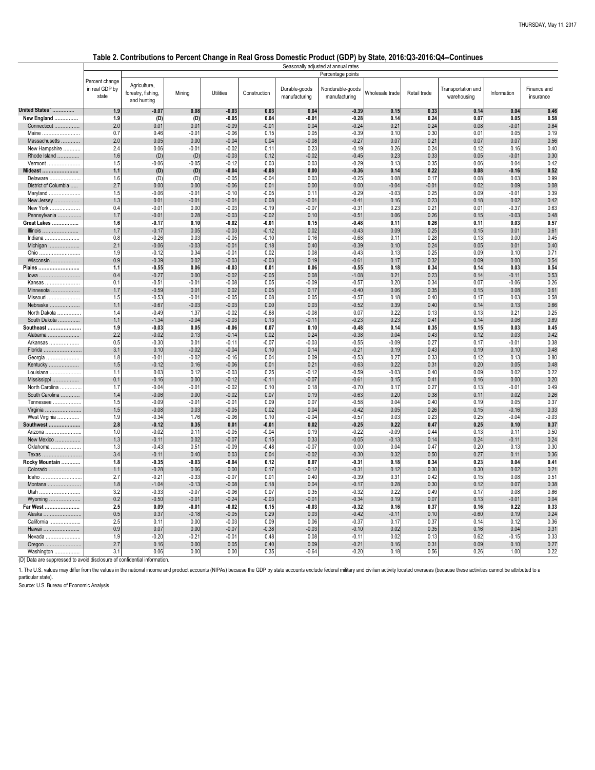## Table 2. Contributions to Percent Change in Real Gross Domestic Product (GDP) by State, 2016:Q3-2016:Q4--Continues

| | Percent change in real GDP by state | Agriculture, forestry, fishing, and hunting | Mining | Utilities | Construction | Durable-goods manufacturing | Nondurable-goods manufacturing | Wholesale trade | Retail trade | Transportation and warehousing | Information | Finance and insurance |
|---|---|---|---|---|---|---|---|---|---|---|---|---|
| | Seasonally adjusted at annual rates | | | | | | | | | | | |
| | | Percentage points | | | | | | | | | | |
| **United States[1]** | **1.9** | **-0.07** | **0.08** | **-0.03** | **0.03** | **0.04** | **-0.39** | **0.15** | **0.33** | **0.14** | **0.04** | **0.46** |
| **New England** | **1.9** | **(D)** | **(D)** | **-0.05** | **0.04** | **-0.01** | **-0.28** | **0.14** | **0.24** | **0.07** | **0.05** | **0.58** |
| Connecticut | 2.0 | 0.01 | 0.01 | -0.09 | -0.01 | 0.04 | -0.24 | 0.21 | 0.24 | 0.08 | -0.01 | 0.84 |
| Maine | 0.7 | 0.46 | -0.01 | -0.06 | 0.15 | 0.05 | -0.39 | 0.10 | 0.30 | 0.01 | 0.05 | 0.19 |
| Massachusetts | 2.0 | 0.05 | 0.00 | -0.04 | 0.04 | -0.08 | -0.27 | 0.07 | 0.21 | 0.07 | 0.07 | 0.56 |
| New Hampshire | 2.4 | 0.06 | -0.01 | -0.02 | 0.11 | 0.23 | -0.19 | 0.26 | 0.24 | 0.12 | 0.16 | 0.40 |
| Rhode Island | 1.6 | (D) | (D) | -0.03 | 0.12 | -0.02 | -0.45 | 0.23 | 0.33 | 0.05 | -0.01 | 0.30 |
| Vermont | 1.5 | -0.06 | -0.05 | -0.12 | 0.03 | 0.03 | -0.29 | 0.13 | 0.35 | 0.06 | 0.04 | 0.42 |
| **Mideast** | **1.1** | **(D)** | **(D)** | **-0.04** | **-0.08** | **0.00** | **-0.36** | **0.14** | **0.22** | **0.08** | **-0.16** | **0.52** |
| Delaware | 1.6 | (D) | (D) | -0.05 | -0.04 | 0.03 | -0.25 | 0.08 | 0.17 | 0.08 | 0.03 | 0.99 |
| District of Columbia | 2.7 | 0.00 | 0.00 | -0.06 | 0.01 | 0.00 | 0.00 | -0.04 | -0.01 | 0.02 | 0.09 | 0.08 |
| Maryland | 1.5 | -0.06 | -0.01 | -0.10 | -0.05 | 0.11 | -0.29 | -0.03 | 0.25 | 0.09 | -0.01 | 0.39 |
| New Jersey | 1.3 | 0.01 | -0.01 | -0.01 | 0.08 | -0.01 | -0.41 | 0.16 | 0.23 | 0.18 | 0.02 | 0.42 |
| New York | 0.4 | -0.01 | 0.00 | -0.03 | -0.19 | -0.07 | -0.31 | 0.23 | 0.21 | 0.01 | -0.37 | 0.63 |
| Pennsylvania | 1.7 | -0.01 | 0.28 | -0.03 | -0.02 | 0.10 | -0.51 | 0.06 | 0.26 | 0.15 | -0.03 | 0.48 |
| **Great Lakes** | **1.6** | **-0.17** | **0.10** | **-0.02** | **-0.01** | **0.15** | **-0.48** | **0.11** | **0.26** | **0.11** | **0.03** | **0.57** |
| Illinois | 1.7 | -0.17 | 0.05 | -0.03 | -0.12 | 0.02 | -0.43 | 0.09 | 0.25 | 0.15 | 0.01 | 0.61 |
| Indiana | 0.8 | -0.26 | 0.03 | -0.05 | -0.10 | 0.16 | -0.68 | 0.11 | 0.28 | 0.13 | 0.00 | 0.45 |
| Michigan | 2.1 | -0.06 | -0.03 | -0.01 | 0.18 | 0.40 | -0.39 | 0.10 | 0.24 | 0.05 | 0.01 | 0.40 |
| Ohio | 1.9 | -0.12 | 0.34 | -0.01 | 0.02 | 0.08 | -0.43 | 0.13 | 0.25 | 0.09 | 0.10 | 0.71 |
| Wisconsin | 0.9 | -0.39 | 0.02 | -0.03 | -0.03 | 0.19 | -0.61 | 0.17 | 0.32 | 0.09 | 0.00 | 0.54 |
| **Plains** | **1.1** | **-0.55** | **0.06** | **-0.03** | **0.01** | **0.06** | **-0.55** | **0.18** | **0.34** | **0.14** | **0.03** | **0.54** |
| Iowa | 0.4 | -0.27 | 0.00 | -0.02 | -0.05 | 0.08 | -1.08 | 0.21 | 0.23 | 0.14 | -0.11 | 0.53 |
| Kansas | 0.1 | -0.51 | -0.01 | -0.08 | 0.05 | -0.09 | -0.57 | 0.20 | 0.34 | 0.07 | -0.06 | 0.26 |
| Minnesota | 1.7 | -0.59 | 0.01 | 0.02 | 0.05 | 0.17 | -0.40 | 0.06 | 0.35 | 0.15 | 0.08 | 0.61 |
| Missouri | 1.5 | -0.53 | -0.01 | -0.05 | 0.08 | 0.05 | -0.57 | 0.18 | 0.40 | 0.17 | 0.03 | 0.58 |
| Nebraska | 1.1 | -0.67 | -0.03 | -0.03 | 0.00 | 0.03 | -0.52 | 0.39 | 0.40 | 0.14 | 0.13 | 0.66 |
| North Dakota | 1.4 | -0.49 | 1.37 | -0.02 | -0.68 | -0.08 | 0.07 | 0.22 | 0.13 | 0.13 | 0.21 | 0.25 |
| South Dakota | 1.1 | -1.34 | -0.04 | -0.03 | 0.13 | -0.11 | -0.23 | 0.23 | 0.41 | 0.14 | 0.06 | 0.89 |
| **Southeast** | **1.9** | **-0.03** | **0.05** | **-0.06** | **0.07** | **0.10** | **-0.48** | **0.14** | **0.35** | **0.15** | **0.03** | **0.45** |
| Alabama | 2.2 | -0.02 | 0.13 | -0.14 | 0.02 | 0.24 | -0.38 | 0.04 | 0.43 | 0.12 | 0.03 | 0.42 |
| Arkansas | 0.5 | -0.30 | 0.01 | -0.11 | -0.07 | -0.03 | -0.55 | -0.09 | 0.27 | 0.17 | -0.01 | 0.38 |
| Florida | 3.1 | 0.10 | -0.02 | -0.04 | 0.10 | 0.14 | -0.21 | 0.19 | 0.43 | 0.19 | 0.10 | 0.48 |
| Georgia | 1.8 | -0.01 | -0.02 | -0.16 | 0.04 | 0.09 | -0.53 | 0.27 | 0.33 | 0.12 | 0.13 | 0.80 |
| Kentucky | 1.5 | -0.12 | 0.16 | -0.06 | 0.01 | 0.21 | -0.63 | 0.22 | 0.31 | 0.20 | 0.05 | 0.48 |
| Louisiana | 1.1 | 0.03 | 0.12 | -0.03 | 0.25 | -0.12 | -0.59 | -0.03 | 0.40 | 0.09 | 0.02 | 0.22 |
| Mississippi | 0.1 | -0.16 | 0.00 | -0.12 | -0.11 | -0.07 | -0.61 | 0.15 | 0.41 | 0.16 | 0.00 | 0.20 |
| North Carolina | 1.7 | -0.04 | -0.01 | -0.02 | 0.10 | 0.18 | -0.70 | 0.17 | 0.27 | 0.13 | -0.01 | 0.49 |
| South Carolina | 1.4 | -0.06 | 0.00 | -0.02 | 0.07 | 0.19 | -0.63 | 0.20 | 0.38 | 0.11 | 0.02 | 0.26 |
| Tennessee | 1.5 | -0.09 | -0.01 | -0.01 | 0.09 | 0.07 | -0.58 | 0.04 | 0.40 | 0.19 | 0.05 | 0.37 |
| Virginia | 1.5 | -0.08 | 0.03 | -0.05 | 0.02 | 0.04 | -0.42 | 0.05 | 0.26 | 0.15 | -0.16 | 0.33 |
| West Virginia | 1.9 | -0.34 | 1.76 | -0.06 | 0.10 | -0.04 | -0.57 | 0.03 | 0.23 | 0.25 | -0.04 | -0.03 |
| **Southwest** | **2.8** | **-0.12** | **0.35** | **0.01** | **-0.01** | **0.02** | **-0.25** | **0.22** | **0.47** | **0.25** | **0.10** | **0.37** |
| Arizona | 1.0 | -0.02 | 0.11 | -0.05 | -0.04 | 0.19 | -0.22 | -0.09 | 0.44 | 0.13 | 0.11 | 0.50 |
| New Mexico | 1.3 | -0.11 | 0.02 | -0.07 | 0.15 | 0.33 | -0.05 | -0.13 | 0.14 | 0.24 | -0.11 | 0.24 |
| Oklahoma | 1.3 | -0.43 | 0.51 | -0.09 | -0.48 | -0.07 | 0.00 | 0.04 | 0.47 | 0.20 | 0.13 | 0.30 |
| Texas | 3.4 | -0.11 | 0.40 | 0.03 | 0.04 | -0.02 | -0.30 | 0.32 | 0.50 | 0.27 | 0.11 | 0.36 |
| **Rocky Mountain** | **1.8** | **-0.35** | **-0.03** | **-0.04** | **0.12** | **0.07** | **-0.31** | **0.18** | **0.34** | **0.23** | **0.04** | **0.41** |
| Colorado | 1.1 | -0.28 | 0.06 | 0.00 | 0.17 | -0.12 | -0.31 | 0.12 | 0.30 | 0.30 | 0.02 | 0.21 |
| Idaho | 2.7 | -0.21 | -0.33 | -0.07 | 0.01 | 0.40 | -0.39 | 0.31 | 0.42 | 0.15 | 0.08 | 0.51 |
| Montana | 1.8 | -1.04 | -0.13 | -0.08 | 0.18 | 0.04 | -0.17 | 0.28 | 0.30 | 0.12 | 0.07 | 0.38 |
| Utah | 3.2 | -0.33 | -0.07 | -0.06 | 0.07 | 0.35 | -0.32 | 0.22 | 0.49 | 0.17 | 0.08 | 0.86 |
| Wyoming | 0.2 | -0.50 | -0.01 | -0.24 | -0.03 | -0.01 | -0.34 | 0.19 | 0.07 | 0.13 | -0.01 | 0.04 |
| **Far West** | **2.5** | **0.09** | **-0.01** | **-0.02** | **0.15** | **-0.03** | **-0.32** | **0.16** | **0.37** | **0.16** | **0.22** | **0.33** |
| Alaska | 0.5 | 0.37 | -0.18 | -0.05 | 0.29 | 0.03 | -0.42 | -0.11 | 0.10 | -0.60 | 0.19 | 0.24 |
| California | 2.5 | 0.11 | 0.00 | -0.03 | 0.09 | 0.06 | -0.37 | 0.17 | 0.37 | 0.14 | 0.12 | 0.36 |
| Hawaii | 0.9 | 0.07 | 0.00 | -0.07 | -0.38 | -0.03 | -0.10 | 0.02 | 0.35 | 0.16 | 0.04 | 0.31 |
| Nevada | 1.9 | -0.20 | -0.21 | -0.01 | 0.48 | 0.08 | -0.11 | 0.02 | 0.13 | 0.62 | -0.15 | 0.33 |
| Oregon | 2.7 | 0.16 | 0.00 | 0.05 | 0.40 | 0.09 | -0.21 | 0.16 | 0.31 | 0.09 | 0.10 | 0.27 |
| Washington | 3.1 | 0.06 | 0.00 | 0.00 | 0.35 | -0.64 | -0.20 | 0.18 | 0.56 | 0.26 | 1.00 | 0.22 |

(D) Data are suppressed to avoid disclosure of confidential information.

1. The U.S. values may differ from the values in the national income and product accounts (NIPAs) because the GDP by state accounts exclude federal military and civilian activity located overseas (because these activities cannot be attributed to a particular state).

Source: U.S. Bureau of Economic Analysis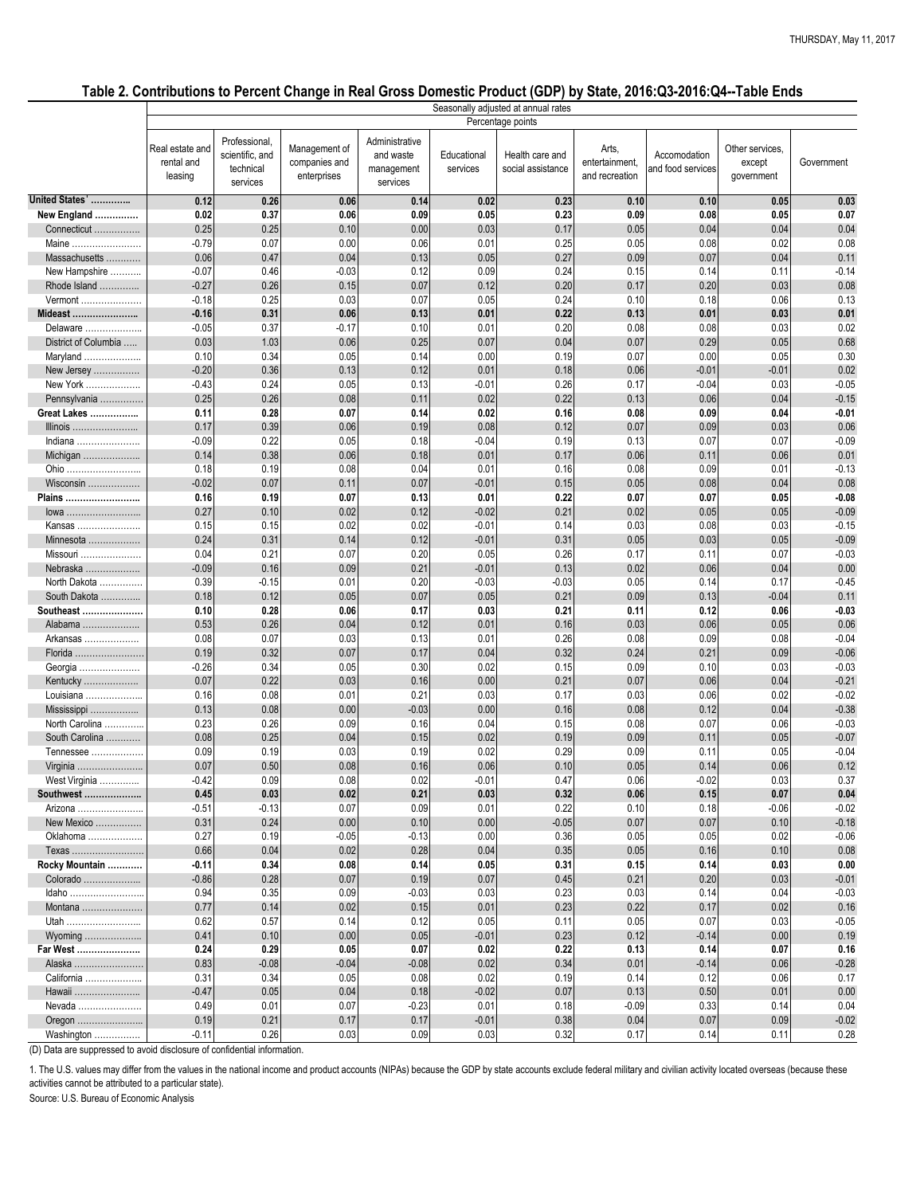## Table 2. Contributions to Percent Change in Real Gross Domestic Product (GDP) by State, 2016:Q3-2016:Q4--Table Ends

| | Seasonally adjusted at annual rates | | | | | | | | | |
|---|---|---|---|---|---|---|---|---|---|---|
| | Percentage points | | | | | | | | | |
| | Real estate and rental and leasing | Professional, scientific, and technical services | Management of companies and enterprises | Administrative and waste management services | Educational services | Health care and social assistance | Arts, entertainment, and recreation | Accomodation and food services | Other services, except government | Government |
| **United States[1]** | **0.12** | **0.26** | **0.06** | **0.14** | **0.02** | **0.23** | **0.10** | **0.10** | **0.05** | **0.03** |
| **New England** | **0.02** | **0.37** | **0.06** | **0.09** | **0.05** | **0.23** | **0.09** | **0.08** | **0.05** | **0.07** |
| Connecticut | 0.25 | 0.25 | 0.10 | 0.00 | 0.03 | 0.17 | 0.05 | 0.04 | 0.04 | 0.04 |
| Maine | -0.79 | 0.07 | 0.00 | 0.06 | 0.01 | 0.25 | 0.05 | 0.08 | 0.02 | 0.08 |
| Massachusetts | 0.06 | 0.47 | 0.04 | 0.13 | 0.05 | 0.27 | 0.09 | 0.07 | 0.04 | 0.11 |
| New Hampshire | -0.07 | 0.46 | -0.03 | 0.12 | 0.09 | 0.24 | 0.15 | 0.14 | 0.11 | -0.14 |
| Rhode Island | -0.27 | 0.26 | 0.15 | 0.07 | 0.12 | 0.20 | 0.17 | 0.20 | 0.03 | 0.08 |
| Vermont | -0.18 | 0.25 | 0.03 | 0.07 | 0.05 | 0.24 | 0.10 | 0.18 | 0.06 | 0.13 |
| **Mideast** | **-0.16** | **0.31** | **0.06** | **0.13** | **0.01** | **0.22** | **0.13** | **0.01** | **0.03** | **0.01** |
| Delaware | -0.05 | 0.37 | -0.17 | 0.10 | 0.01 | 0.20 | 0.08 | 0.08 | 0.03 | 0.02 |
| District of Columbia | 0.03 | 1.03 | 0.06 | 0.25 | 0.07 | 0.04 | 0.07 | 0.29 | 0.05 | 0.68 |
| Maryland | 0.10 | 0.34 | 0.05 | 0.14 | 0.00 | 0.19 | 0.07 | 0.00 | 0.05 | 0.30 |
| New Jersey | -0.20 | 0.36 | 0.13 | 0.12 | 0.01 | 0.18 | 0.06 | -0.01 | -0.01 | 0.02 |
| New York | -0.43 | 0.24 | 0.05 | 0.13 | -0.01 | 0.26 | 0.17 | -0.04 | 0.03 | -0.05 |
| Pennsylvania | 0.25 | 0.26 | 0.08 | 0.11 | 0.02 | 0.22 | 0.13 | 0.06 | 0.04 | -0.15 |
| **Great Lakes** | **0.11** | **0.28** | **0.07** | **0.14** | **0.02** | **0.16** | **0.08** | **0.09** | **0.04** | **-0.01** |
| Illinois | 0.17 | 0.39 | 0.06 | 0.19 | 0.08 | 0.12 | 0.07 | 0.09 | 0.03 | 0.06 |
| Indiana | -0.09 | 0.22 | 0.05 | 0.18 | -0.04 | 0.19 | 0.13 | 0.07 | 0.07 | -0.09 |
| Michigan | 0.14 | 0.38 | 0.06 | 0.18 | 0.01 | 0.17 | 0.06 | 0.11 | 0.06 | 0.01 |
| Ohio | 0.18 | 0.19 | 0.08 | 0.04 | 0.01 | 0.16 | 0.08 | 0.09 | 0.01 | -0.13 |
| Wisconsin | -0.02 | 0.07 | 0.11 | 0.07 | -0.01 | 0.15 | 0.05 | 0.08 | 0.04 | 0.08 |
| **Plains** | **0.16** | **0.19** | **0.07** | **0.13** | **0.01** | **0.22** | **0.07** | **0.07** | **0.05** | **-0.08** |
| Iowa | 0.27 | 0.10 | 0.02 | 0.12 | -0.02 | 0.21 | 0.02 | 0.05 | 0.05 | -0.09 |
| Kansas | 0.15 | 0.15 | 0.02 | 0.02 | -0.01 | 0.14 | 0.03 | 0.08 | 0.03 | -0.15 |
| Minnesota | 0.24 | 0.31 | 0.14 | 0.12 | -0.01 | 0.31 | 0.05 | 0.03 | 0.05 | -0.09 |
| Missouri | 0.04 | 0.21 | 0.07 | 0.20 | 0.05 | 0.26 | 0.17 | 0.11 | 0.07 | -0.03 |
| Nebraska | -0.09 | 0.16 | 0.09 | 0.21 | -0.01 | 0.13 | 0.02 | 0.06 | 0.04 | 0.00 |
| North Dakota | 0.39 | -0.15 | 0.01 | 0.20 | -0.03 | -0.03 | 0.05 | 0.14 | 0.17 | -0.45 |
| South Dakota | 0.18 | 0.12 | 0.05 | 0.07 | 0.05 | 0.21 | 0.09 | 0.13 | -0.04 | 0.11 |
| **Southeast** | **0.10** | **0.28** | **0.06** | **0.17** | **0.03** | **0.21** | **0.11** | **0.12** | **0.06** | **-0.03** |
| Alabama | 0.53 | 0.26 | 0.04 | 0.12 | 0.01 | 0.16 | 0.03 | 0.06 | 0.05 | 0.06 |
| Arkansas | 0.08 | 0.07 | 0.03 | 0.13 | 0.01 | 0.26 | 0.08 | 0.09 | 0.08 | -0.04 |
| Florida | 0.19 | 0.32 | 0.07 | 0.17 | 0.04 | 0.32 | 0.24 | 0.21 | 0.09 | -0.06 |
| Georgia | -0.26 | 0.34 | 0.05 | 0.30 | 0.02 | 0.15 | 0.09 | 0.10 | 0.03 | -0.03 |
| Kentucky | 0.07 | 0.22 | 0.03 | 0.16 | 0.00 | 0.21 | 0.07 | 0.06 | 0.04 | -0.21 |
| Louisiana | 0.16 | 0.08 | 0.01 | 0.21 | 0.03 | 0.17 | 0.03 | 0.06 | 0.02 | -0.02 |
| Mississippi | 0.13 | 0.08 | 0.00 | -0.03 | 0.00 | 0.16 | 0.08 | 0.12 | 0.04 | -0.38 |
| North Carolina | 0.23 | 0.26 | 0.09 | 0.16 | 0.04 | 0.15 | 0.08 | 0.07 | 0.06 | -0.03 |
| South Carolina | 0.08 | 0.25 | 0.04 | 0.15 | 0.02 | 0.19 | 0.09 | 0.11 | 0.05 | -0.07 |
| Tennessee | 0.09 | 0.19 | 0.03 | 0.19 | 0.02 | 0.29 | 0.09 | 0.11 | 0.05 | -0.04 |
| Virginia | 0.07 | 0.50 | 0.08 | 0.16 | 0.06 | 0.10 | 0.05 | 0.14 | 0.06 | 0.12 |
| West Virginia | -0.42 | 0.09 | 0.08 | 0.02 | -0.01 | 0.47 | 0.06 | -0.02 | 0.03 | 0.37 |
| **Southwest** | **0.45** | **0.03** | **0.02** | **0.21** | **0.03** | **0.32** | **0.06** | **0.15** | **0.07** | **0.04** |
| Arizona | -0.51 | -0.13 | 0.07 | 0.09 | 0.01 | 0.22 | 0.10 | 0.18 | -0.06 | -0.02 |
| New Mexico | 0.31 | 0.24 | 0.00 | 0.10 | 0.00 | -0.05 | 0.07 | 0.07 | 0.10 | -0.18 |
| Oklahoma | 0.27 | 0.19 | -0.05 | -0.13 | 0.00 | 0.36 | 0.05 | 0.05 | 0.02 | -0.06 |
| Texas | 0.66 | 0.04 | 0.02 | 0.28 | 0.04 | 0.35 | 0.05 | 0.16 | 0.10 | 0.08 |
| **Rocky Mountain** | **-0.11** | **0.34** | **0.08** | **0.14** | **0.05** | **0.31** | **0.15** | **0.14** | **0.03** | **0.00** |
| Colorado | -0.86 | 0.28 | 0.07 | 0.19 | 0.07 | 0.45 | 0.21 | 0.20 | 0.03 | -0.01 |
| Idaho | 0.94 | 0.35 | 0.09 | -0.03 | 0.03 | 0.23 | 0.03 | 0.14 | 0.04 | -0.03 |
| Montana | 0.77 | 0.14 | 0.02 | 0.15 | 0.01 | 0.23 | 0.22 | 0.17 | 0.02 | 0.16 |
| Utah | 0.62 | 0.57 | 0.14 | 0.12 | 0.05 | 0.11 | 0.05 | 0.07 | 0.03 | -0.05 |
| Wyoming | 0.41 | 0.10 | 0.00 | 0.05 | -0.01 | 0.23 | 0.12 | -0.14 | 0.00 | 0.19 |
| **Far West** | **0.24** | **0.29** | **0.05** | **0.07** | **0.02** | **0.22** | **0.13** | **0.14** | **0.07** | **0.16** |
| Alaska | 0.83 | -0.08 | -0.04 | -0.08 | 0.02 | 0.34 | 0.01 | -0.14 | 0.06 | -0.28 |
| California | 0.31 | 0.34 | 0.05 | 0.08 | 0.02 | 0.19 | 0.14 | 0.12 | 0.06 | 0.17 |
| Hawaii | -0.47 | 0.05 | 0.04 | 0.18 | -0.02 | 0.07 | 0.13 | 0.50 | 0.01 | 0.00 |
| Nevada | 0.49 | 0.01 | 0.07 | -0.23 | 0.01 | 0.18 | -0.09 | 0.33 | 0.14 | 0.04 |
| Oregon | 0.19 | 0.21 | 0.17 | 0.17 | -0.01 | 0.38 | 0.04 | 0.07 | 0.09 | -0.02 |
| Washington | -0.11 | 0.26 | 0.03 | 0.09 | 0.03 | 0.32 | 0.17 | 0.14 | 0.11 | 0.28 |

(D) Data are suppressed to avoid disclosure of confidential information.

1. The U.S. values may differ from the values in the national income and product accounts (NIPAs) because the GDP by state accounts exclude federal military and civilian activity located overseas (because these activities cannot be attributed to a particular state).

Source: U.S. Bureau of Economic Analysis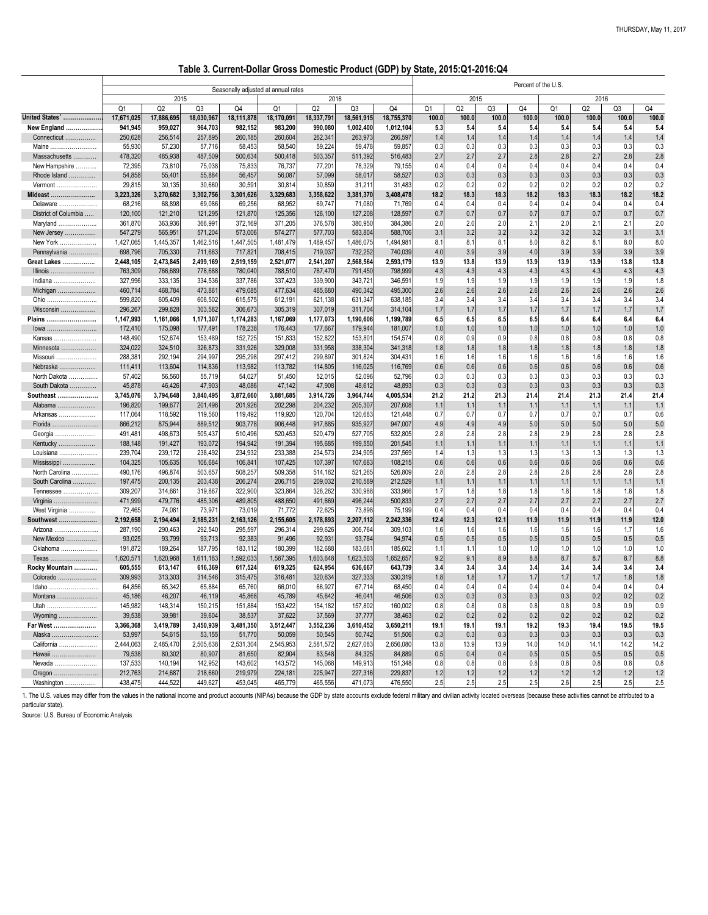## Table 3. Current-Dollar Gross Domestic Product (GDP) by State, 2015:Q1-2016:Q4

| | Seasonally adjusted at annual rates | | | | | | | | Percent of the U.S. | | | | | | | |
|---|---|---|---|---|---|---|---|---|---|---|---|---|---|---|---|---|
| | 2015 | | | | 2016 | | | | 2015 | | | | 2016 | | | |
| | Q1 | Q2 | Q3 | Q4 | Q1 | Q2 | Q3 | Q4 | Q1 | Q2 | Q3 | Q4 | Q1 | Q2 | Q3 | Q4 |
| **United States[1]** | **17,671,025** | **17,886,695** | **18,030,967** | **18,111,878** | **18,170,091** | **18,337,791** | **18,561,915** | **18,755,370** | **100.0** | **100.0** | **100.0** | **100.0** | **100.0** | **100.0** | **100.0** | **100.0** |
| **New England** | **941,945** | **959,027** | **964,703** | **982,152** | **983,200** | **990,080** | **1,002,400** | **1,012,104** | **5.3** | **5.4** | **5.4** | **5.4** | **5.4** | **5.4** | **5.4** | **5.4** |
| Connecticut | 250,628 | 256,514 | 257,895 | 260,185 | 260,604 | 262,341 | 263,973 | 266,597 | 1.4 | 1.4 | 1.4 | 1.4 | 1.4 | 1.4 | 1.4 | 1.4 |
| Maine | 55,930 | 57,230 | 57,716 | 58,453 | 58,540 | 59,224 | 59,478 | 59,857 | 0.3 | 0.3 | 0.3 | 0.3 | 0.3 | 0.3 | 0.3 | 0.3 |
| Massachusetts | 478,320 | 485,938 | 487,509 | 500,634 | 500,418 | 503,357 | 511,392 | 516,483 | 2.7 | 2.7 | 2.7 | 2.8 | 2.8 | 2.7 | 2.8 | 2.8 |
| New Hampshire | 72,395 | 73,810 | 75,038 | 75,833 | 76,737 | 77,201 | 78,329 | 79,155 | 0.4 | 0.4 | 0.4 | 0.4 | 0.4 | 0.4 | 0.4 | 0.4 |
| Rhode Island | 54,858 | 55,401 | 55,884 | 56,457 | 56,087 | 57,099 | 58,017 | 58,527 | 0.3 | 0.3 | 0.3 | 0.3 | 0.3 | 0.3 | 0.3 | 0.3 |
| Vermont | 29,815 | 30,135 | 30,660 | 30,591 | 30,814 | 30,859 | 31,211 | 31,483 | 0.2 | 0.2 | 0.2 | 0.2 | 0.2 | 0.2 | 0.2 | 0.2 |
| **Mideast** | **3,223,326** | **3,270,682** | **3,302,756** | **3,301,626** | **3,329,683** | **3,358,622** | **3,381,370** | **3,408,478** | **18.2** | **18.3** | **18.3** | **18.2** | **18.3** | **18.3** | **18.2** | **18.2** |
| Delaware | 68,216 | 68,898 | 69,086 | 69,256 | 68,952 | 69,747 | 71,080 | 71,769 | 0.4 | 0.4 | 0.4 | 0.4 | 0.4 | 0.4 | 0.4 | 0.4 |
| District of Columbia | 120,100 | 121,210 | 121,295 | 121,870 | 125,356 | 126,100 | 127,208 | 128,597 | 0.7 | 0.7 | 0.7 | 0.7 | 0.7 | 0.7 | 0.7 | 0.7 |
| Maryland | 361,870 | 363,936 | 366,991 | 372,169 | 371,205 | 376,578 | 380,950 | 384,386 | 2.0 | 2.0 | 2.0 | 2.1 | 2.0 | 2.1 | 2.1 | 2.0 |
| New Jersey | 547,279 | 565,951 | 571,204 | 573,006 | 574,277 | 577,703 | 583,804 | 588,706 | 3.1 | 3.2 | 3.2 | 3.2 | 3.2 | 3.2 | 3.1 | 3.1 |
| New York | 1,427,065 | 1,445,357 | 1,462,516 | 1,447,505 | 1,481,479 | 1,489,457 | 1,486,075 | 1,494,981 | 8.1 | 8.1 | 8.1 | 8.0 | 8.2 | 8.1 | 8.0 | 8.0 |
| Pennsylvania | 698,796 | 705,330 | 711,663 | 717,821 | 708,415 | 719,037 | 732,252 | 740,039 | 4.0 | 3.9 | 3.9 | 4.0 | 3.9 | 3.9 | 3.9 | 3.9 |
| **Great Lakes** | **2,448,105** | **2,473,845** | **2,499,169** | **2,519,159** | **2,521,077** | **2,541,207** | **2,568,564** | **2,593,179** | **13.9** | **13.8** | **13.9** | **13.9** | **13.9** | **13.9** | **13.8** | **13.8** |
| Illinois | 763,309 | 766,689 | 778,688 | 780,040 | 788,510 | 787,470 | 791,450 | 798,999 | 4.3 | 4.3 | 4.3 | 4.3 | 4.3 | 4.3 | 4.3 | 4.3 |
| Indiana | 327,996 | 333,135 | 334,536 | 337,786 | 337,423 | 339,900 | 343,721 | 346,591 | 1.9 | 1.9 | 1.9 | 1.9 | 1.9 | 1.9 | 1.9 | 1.8 |
| Michigan | 460,714 | 468,784 | 473,861 | 479,085 | 477,634 | 485,680 | 490,342 | 495,300 | 2.6 | 2.6 | 2.6 | 2.6 | 2.6 | 2.6 | 2.6 | 2.6 |
| Ohio | 599,820 | 605,409 | 608,502 | 615,575 | 612,191 | 621,138 | 631,347 | 638,185 | 3.4 | 3.4 | 3.4 | 3.4 | 3.4 | 3.4 | 3.4 | 3.4 |
| Wisconsin | 296,267 | 299,828 | 303,582 | 306,673 | 305,319 | 307,019 | 311,704 | 314,104 | 1.7 | 1.7 | 1.7 | 1.7 | 1.7 | 1.7 | 1.7 | 1.7 |
| **Plains** | **1,147,993** | **1,161,066** | **1,171,307** | **1,174,283** | **1,167,069** | **1,177,073** | **1,190,606** | **1,199,789** | **6.5** | **6.5** | **6.5** | **6.5** | **6.4** | **6.4** | **6.4** | **6.4** |
| Iowa | 172,410 | 175,098 | 177,491 | 178,238 | 176,443 | 177,667 | 179,944 | 181,007 | 1.0 | 1.0 | 1.0 | 1.0 | 1.0 | 1.0 | 1.0 | 1.0 |
| Kansas | 148,490 | 152,674 | 153,489 | 152,725 | 151,833 | 152,822 | 153,801 | 154,574 | 0.8 | 0.9 | 0.9 | 0.8 | 0.8 | 0.8 | 0.8 | 0.8 |
| Minnesota | 324,022 | 324,510 | 326,873 | 331,926 | 329,008 | 331,958 | 338,304 | 341,318 | 1.8 | 1.8 | 1.8 | 1.8 | 1.8 | 1.8 | 1.8 | 1.8 |
| Missouri | 288,381 | 292,194 | 294,997 | 295,298 | 297,412 | 299,897 | 301,824 | 304,431 | 1.6 | 1.6 | 1.6 | 1.6 | 1.6 | 1.6 | 1.6 | 1.6 |
| Nebraska | 111,411 | 113,604 | 114,836 | 113,982 | 113,782 | 114,805 | 116,025 | 116,769 | 0.6 | 0.6 | 0.6 | 0.6 | 0.6 | 0.6 | 0.6 | 0.6 |
| North Dakota | 57,402 | 56,560 | 55,719 | 54,027 | 51,450 | 52,015 | 52,096 | 52,796 | 0.3 | 0.3 | 0.3 | 0.3 | 0.3 | 0.3 | 0.3 | 0.3 |
| South Dakota | 45,878 | 46,426 | 47,903 | 48,086 | 47,142 | 47,908 | 48,612 | 48,893 | 0.3 | 0.3 | 0.3 | 0.3 | 0.3 | 0.3 | 0.3 | 0.3 |
| **Southeast** | **3,745,076** | **3,794,648** | **3,840,495** | **3,872,660** | **3,881,685** | **3,914,726** | **3,964,744** | **4,005,534** | **21.2** | **21.2** | **21.3** | **21.4** | **21.4** | **21.3** | **21.4** | **21.4** |
| Alabama | 196,820 | 199,677 | 201,498 | 201,926 | 202,298 | 204,232 | 205,307 | 207,608 | 1.1 | 1.1 | 1.1 | 1.1 | 1.1 | 1.1 | 1.1 | 1.1 |
| Arkansas | 117,064 | 118,592 | 119,560 | 119,492 | 119,920 | 120,704 | 120,683 | 121,448 | 0.7 | 0.7 | 0.7 | 0.7 | 0.7 | 0.7 | 0.7 | 0.6 |
| Florida | 866,212 | 875,944 | 889,512 | 903,778 | 906,448 | 917,885 | 935,927 | 947,007 | 4.9 | 4.9 | 4.9 | 5.0 | 5.0 | 5.0 | 5.0 | 5.0 |
| Georgia | 491,481 | 498,673 | 505,437 | 510,496 | 520,453 | 520,479 | 527,705 | 532,805 | 2.8 | 2.8 | 2.8 | 2.8 | 2.9 | 2.8 | 2.8 | 2.8 |
| Kentucky | 188,148 | 191,427 | 193,072 | 194,942 | 191,394 | 195,685 | 199,550 | 201,545 | 1.1 | 1.1 | 1.1 | 1.1 | 1.1 | 1.1 | 1.1 | 1.1 |
| Louisiana | 239,704 | 239,172 | 238,492 | 234,932 | 233,388 | 234,573 | 234,905 | 237,569 | 1.4 | 1.3 | 1.3 | 1.3 | 1.3 | 1.3 | 1.3 | 1.3 |
| Mississippi | 104,325 | 105,635 | 106,684 | 106,841 | 107,425 | 107,397 | 107,683 | 108,215 | 0.6 | 0.6 | 0.6 | 0.6 | 0.6 | 0.6 | 0.6 | 0.6 |
| North Carolina | 490,176 | 496,874 | 503,657 | 508,257 | 509,358 | 514,182 | 521,265 | 526,809 | 2.8 | 2.8 | 2.8 | 2.8 | 2.8 | 2.8 | 2.8 | 2.8 |
| South Carolina | 197,475 | 200,135 | 203,438 | 206,274 | 206,715 | 209,032 | 210,589 | 212,529 | 1.1 | 1.1 | 1.1 | 1.1 | 1.1 | 1.1 | 1.1 | 1.1 |
| Tennessee | 309,207 | 314,661 | 319,867 | 322,900 | 323,864 | 326,262 | 330,988 | 333,966 | 1.7 | 1.8 | 1.8 | 1.8 | 1.8 | 1.8 | 1.8 | 1.8 |
| Virginia | 471,999 | 479,776 | 485,306 | 489,805 | 488,650 | 491,669 | 496,244 | 500,833 | 2.7 | 2.7 | 2.7 | 2.7 | 2.7 | 2.7 | 2.7 | 2.7 |
| West Virginia | 72,465 | 74,081 | 73,971 | 73,019 | 71,772 | 72,625 | 73,898 | 75,199 | 0.4 | 0.4 | 0.4 | 0.4 | 0.4 | 0.4 | 0.4 | 0.4 |
| **Southwest** | **2,192,658** | **2,194,494** | **2,185,231** | **2,163,126** | **2,155,605** | **2,178,893** | **2,207,112** | **2,242,336** | **12.4** | **12.3** | **12.1** | **11.9** | **11.9** | **11.9** | **11.9** | **12.0** |
| Arizona | 287,190 | 290,463 | 292,540 | 295,597 | 296,314 | 299,626 | 306,764 | 309,103 | 1.6 | 1.6 | 1.6 | 1.6 | 1.6 | 1.6 | 1.7 | 1.6 |
| New Mexico | 93,025 | 93,799 | 93,713 | 92,383 | 91,496 | 92,931 | 93,784 | 94,974 | 0.5 | 0.5 | 0.5 | 0.5 | 0.5 | 0.5 | 0.5 | 0.5 |
| Oklahoma | 191,872 | 189,264 | 187,795 | 183,112 | 180,399 | 182,688 | 183,061 | 185,602 | 1.1 | 1.1 | 1.0 | 1.0 | 1.0 | 1.0 | 1.0 | 1.0 |
| Texas | 1,620,571 | 1,620,968 | 1,611,183 | 1,592,033 | 1,587,395 | 1,603,648 | 1,623,503 | 1,652,657 | 9.2 | 9.1 | 8.9 | 8.8 | 8.7 | 8.7 | 8.7 | 8.8 |
| **Rocky Mountain** | **605,555** | **613,147** | **616,369** | **617,524** | **619,325** | **624,954** | **636,667** | **643,739** | **3.4** | **3.4** | **3.4** | **3.4** | **3.4** | **3.4** | **3.4** | **3.4** |
| Colorado | 309,993 | 313,303 | 314,546 | 315,475 | 316,481 | 320,634 | 327,333 | 330,319 | 1.8 | 1.8 | 1.7 | 1.7 | 1.7 | 1.7 | 1.8 | 1.8 |
| Idaho | 64,856 | 65,342 | 65,884 | 65,760 | 66,010 | 66,927 | 67,714 | 68,450 | 0.4 | 0.4 | 0.4 | 0.4 | 0.4 | 0.4 | 0.4 | 0.4 |
| Montana | 45,186 | 46,207 | 46,119 | 45,868 | 45,789 | 45,642 | 46,041 | 46,506 | 0.3 | 0.3 | 0.3 | 0.3 | 0.3 | 0.2 | 0.2 | 0.2 |
| Utah | 145,982 | 148,314 | 150,215 | 151,884 | 153,422 | 154,182 | 157,802 | 160,002 | 0.8 | 0.8 | 0.8 | 0.8 | 0.8 | 0.8 | 0.9 | 0.9 |
| Wyoming | 39,538 | 39,981 | 39,604 | 38,537 | 37,622 | 37,569 | 37,777 | 38,463 | 0.2 | 0.2 | 0.2 | 0.2 | 0.2 | 0.2 | 0.2 | 0.2 |
| **Far West** | **3,366,368** | **3,419,789** | **3,450,939** | **3,481,350** | **3,512,447** | **3,552,236** | **3,610,452** | **3,650,211** | **19.1** | **19.1** | **19.1** | **19.2** | **19.3** | **19.4** | **19.5** | **19.5** |
| Alaska | 53,997 | 54,615 | 53,155 | 51,770 | 50,059 | 50,545 | 50,742 | 51,506 | 0.3 | 0.3 | 0.3 | 0.3 | 0.3 | 0.3 | 0.3 | 0.3 |
| California | 2,444,063 | 2,485,470 | 2,505,638 | 2,531,304 | 2,545,953 | 2,581,572 | 2,627,083 | 2,656,080 | 13.8 | 13.9 | 13.9 | 14.0 | 14.0 | 14.1 | 14.2 | 14.2 |
| Hawaii | 79,538 | 80,302 | 80,907 | 81,650 | 82,904 | 83,548 | 84,325 | 84,889 | 0.5 | 0.4 | 0.4 | 0.5 | 0.5 | 0.5 | 0.5 | 0.5 |
| Nevada | 137,533 | 140,194 | 142,952 | 143,602 | 143,572 | 145,068 | 149,913 | 151,348 | 0.8 | 0.8 | 0.8 | 0.8 | 0.8 | 0.8 | 0.8 | 0.8 |
| Oregon | 212,763 | 214,687 | 218,660 | 219,979 | 224,181 | 225,947 | 227,316 | 229,837 | 1.2 | 1.2 | 1.2 | 1.2 | 1.2 | 1.2 | 1.2 | 1.2 |
| Washington | 438,475 | 444,522 | 449,627 | 453,045 | 465,779 | 465,556 | 471,073 | 476,550 | 2.5 | 2.5 | 2.5 | 2.5 | 2.6 | 2.5 | 2.5 | 2.5 |

1. The U.S. values may differ from the values in the national income and product accounts (NIPAs) because the GDP by state accounts exclude federal military and civilian activity located overseas (because these activities cannot be attributed to a particular state).

Source: U.S. Bureau of Economic Analysis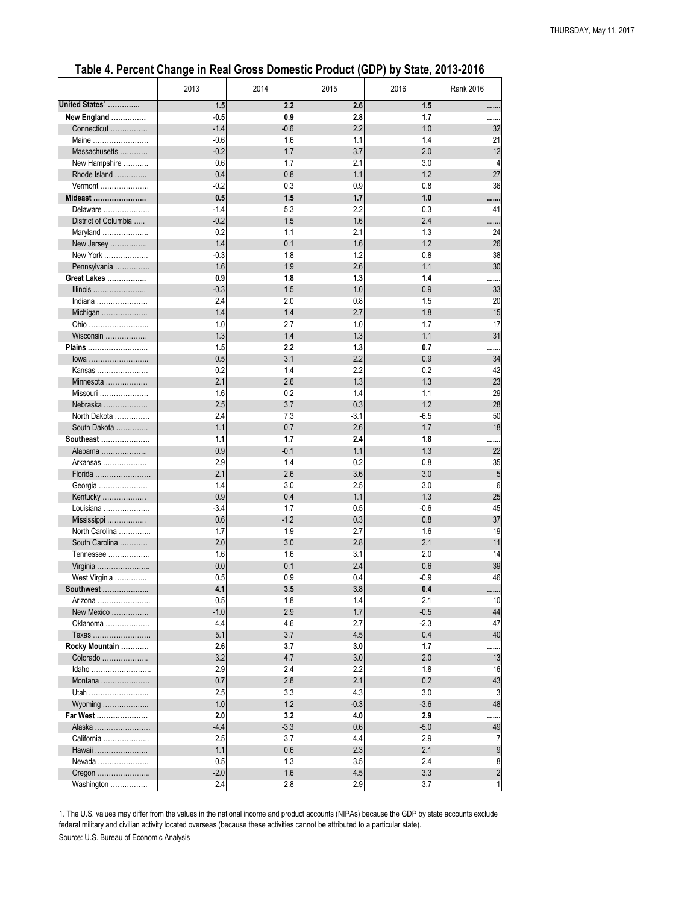## Table 4. Percent Change in Real Gross Domestic Product (GDP) by State, 2013-2016

| | 2013 | 2014 | 2015 | 2016 | Rank 2016 |
|---|---|---|---|---|---|
| **United States[1]** | **1.5** | **2.2** | **2.6** | **1.5** | ....... |
| **New England** | **-0.5** | **0.9** | **2.8** | **1.7** | ....... |
| Connecticut | -1.4 | -0.6 | 2.2 | 1.0 | 32 |
| Maine | -0.6 | 1.6 | 1.1 | 1.4 | 21 |
| Massachusetts | -0.2 | 1.7 | 3.7 | 2.0 | 12 |
| New Hampshire | 0.6 | 1.7 | 2.1 | 3.0 | 4 |
| Rhode Island | 0.4 | 0.8 | 1.1 | 1.2 | 27 |
| Vermont | -0.2 | 0.3 | 0.9 | 0.8 | 36 |
| **Mideast** | **0.5** | **1.5** | **1.7** | **1.0** | ....... |
| Delaware | -1.4 | 5.3 | 2.2 | 0.3 | 41 |
| District of Columbia | -0.2 | 1.5 | 1.6 | 2.4 | ....... |
| Maryland | 0.2 | 1.1 | 2.1 | 1.3 | 24 |
| New Jersey | 1.4 | 0.1 | 1.6 | 1.2 | 26 |
| New York | -0.3 | 1.8 | 1.2 | 0.8 | 38 |
| Pennsylvania | 1.6 | 1.9 | 2.6 | 1.1 | 30 |
| **Great Lakes** | **0.9** | **1.8** | **1.3** | **1.4** | ....... |
| Illinois | -0.3 | 1.5 | 1.0 | 0.9 | 33 |
| Indiana | 2.4 | 2.0 | 0.8 | 1.5 | 20 |
| Michigan | 1.4 | 1.4 | 2.7 | 1.8 | 15 |
| Ohio | 1.0 | 2.7 | 1.0 | 1.7 | 17 |
| Wisconsin | 1.3 | 1.4 | 1.3 | 1.1 | 31 |
| **Plains** | **1.5** | **2.2** | **1.3** | **0.7** | ....... |
| Iowa | 0.5 | 3.1 | 2.2 | 0.9 | 34 |
| Kansas | 0.2 | 1.4 | 2.2 | 0.2 | 42 |
| Minnesota | 2.1 | 2.6 | 1.3 | 1.3 | 23 |
| Missouri | 1.6 | 0.2 | 1.4 | 1.1 | 29 |
| Nebraska | 2.5 | 3.7 | 0.3 | 1.2 | 28 |
| North Dakota | 2.4 | 7.3 | -3.1 | -6.5 | 50 |
| South Dakota | 1.1 | 0.7 | 2.6 | 1.7 | 18 |
| **Southeast** | **1.1** | **1.7** | **2.4** | **1.8** | ....... |
| Alabama | 0.9 | -0.1 | 1.1 | 1.3 | 22 |
| Arkansas | 2.9 | 1.4 | 0.2 | 0.8 | 35 |
| Florida | 2.1 | 2.6 | 3.6 | 3.0 | 5 |
| Georgia | 1.4 | 3.0 | 2.5 | 3.0 | 6 |
| Kentucky | 0.9 | 0.4 | 1.1 | 1.3 | 25 |
| Louisiana | -3.4 | 1.7 | 0.5 | -0.6 | 45 |
| Mississippi | 0.6 | -1.2 | 0.3 | 0.8 | 37 |
| North Carolina | 1.7 | 1.9 | 2.7 | 1.6 | 19 |
| South Carolina | 2.0 | 3.0 | 2.8 | 2.1 | 11 |
| Tennessee | 1.6 | 1.6 | 3.1 | 2.0 | 14 |
| Virginia | 0.0 | 0.1 | 2.4 | 0.6 | 39 |
| West Virginia | 0.5 | 0.9 | 0.4 | -0.9 | 46 |
| **Southwest** | **4.1** | **3.5** | **3.8** | **0.4** | ....... |
| Arizona | 0.5 | 1.8 | 1.4 | 2.1 | 10 |
| New Mexico | -1.0 | 2.9 | 1.7 | -0.5 | 44 |
| Oklahoma | 4.4 | 4.6 | 2.7 | -2.3 | 47 |
| Texas | 5.1 | 3.7 | 4.5 | 0.4 | 40 |
| **Rocky Mountain** | **2.6** | **3.7** | **3.0** | **1.7** | ....... |
| Colorado | 3.2 | 4.7 | 3.0 | 2.0 | 13 |
| Idaho | 2.9 | 2.4 | 2.2 | 1.8 | 16 |
| Montana | 0.7 | 2.8 | 2.1 | 0.2 | 43 |
| Utah | 2.5 | 3.3 | 4.3 | 3.0 | 3 |
| Wyoming | 1.0 | 1.2 | -0.3 | -3.6 | 48 |
| **Far West** | **2.0** | **3.2** | **4.0** | **2.9** | ....... |
| Alaska | -4.4 | -3.3 | 0.6 | -5.0 | 49 |
| California | 2.5 | 3.7 | 4.4 | 2.9 | 7 |
| Hawaii | 1.1 | 0.6 | 2.3 | 2.1 | 9 |
| Nevada | 0.5 | 1.3 | 3.5 | 2.4 | 8 |
| Oregon | -2.0 | 1.6 | 4.5 | 3.3 | 2 |
| Washington | 2.4 | 2.8 | 2.9 | 3.7 | 1 |

1. The U.S. values may differ from the values in the national income and product accounts (NIPAs) because the GDP by state accounts exclude federal military and civilian activity located overseas (because these activities cannot be attributed to a particular state).

Source: U.S. Bureau of Economic Analysis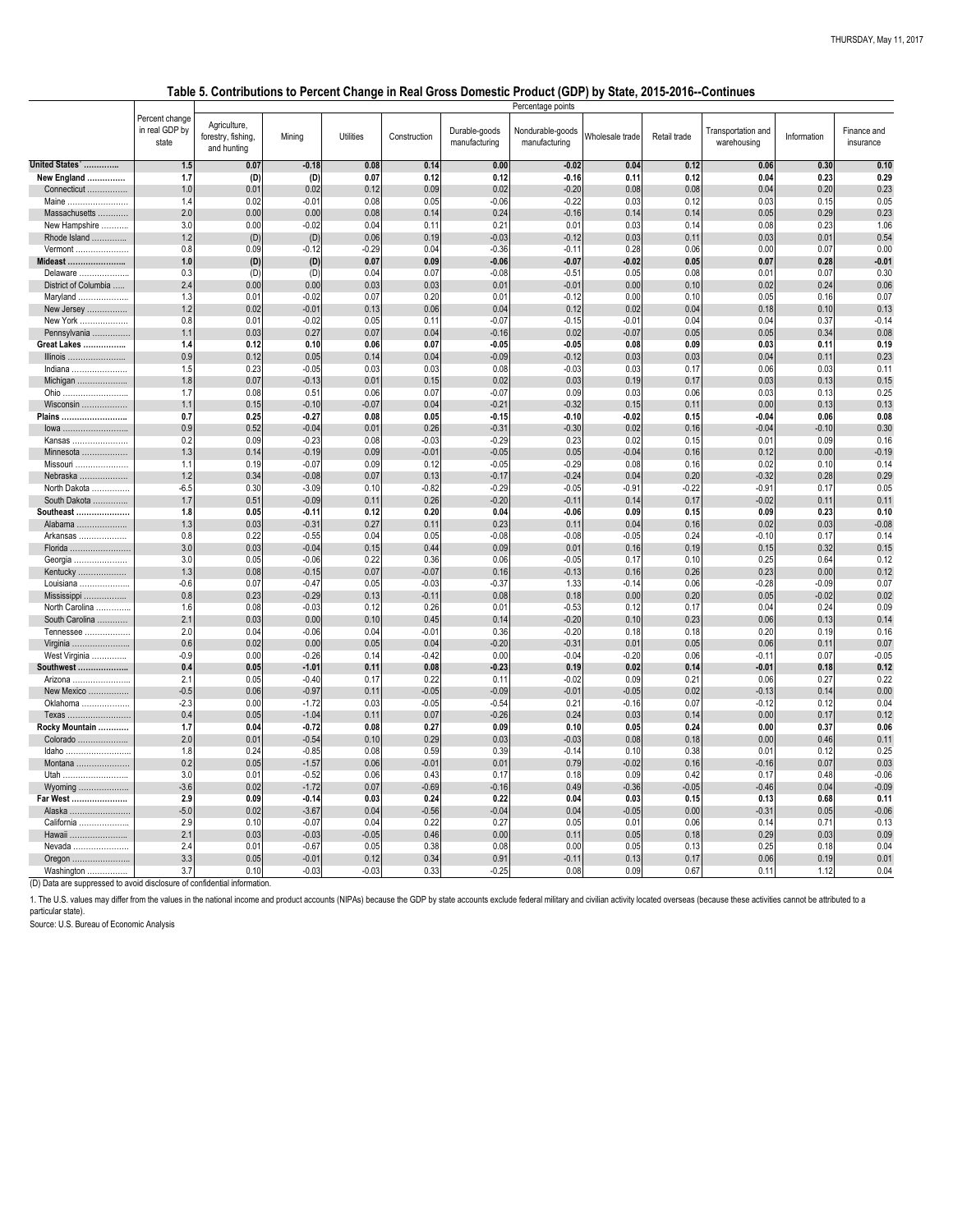## Table 5. Contributions to Percent Change in Real Gross Domestic Product (GDP) by State, 2015-2016--Continues

| | Percent change in real GDP by state | Percentage points | | | | | | | | | | |
|---|---|---|---|---|---|---|---|---|---|---|---|---|
| | | Agriculture, forestry, fishing, and hunting | Mining | Utilities | Construction | Durable-goods manufacturing | Nondurable-goods manufacturing | Wholesale trade | Retail trade | Transportation and warehousing | Information | Finance and insurance |
| **United States[1]** | **1.5** | **0.07** | **-0.18** | **0.08** | **0.14** | **0.00** | **-0.02** | **0.04** | **0.12** | **0.06** | **0.30** | **0.10** |
| **New England** | **1.7** | **(D)** | **(D)** | **0.07** | **0.12** | **0.12** | **-0.16** | **0.11** | **0.12** | **0.04** | **0.23** | **0.29** |
| Connecticut | 1.0 | 0.01 | 0.02 | 0.12 | 0.09 | 0.02 | -0.20 | 0.08 | 0.08 | 0.04 | 0.20 | 0.23 |
| Maine | 1.4 | 0.02 | -0.01 | 0.08 | 0.05 | -0.06 | -0.22 | 0.03 | 0.12 | 0.03 | 0.15 | 0.05 |
| Massachusetts | 2.0 | 0.00 | 0.00 | 0.08 | 0.14 | 0.24 | -0.16 | 0.14 | 0.14 | 0.05 | 0.29 | 0.23 |
| New Hampshire | 3.0 | 0.00 | -0.02 | 0.04 | 0.11 | 0.21 | 0.01 | 0.03 | 0.14 | 0.08 | 0.23 | 1.06 |
| Rhode Island | 1.2 | (D) | (D) | 0.06 | 0.19 | -0.03 | -0.12 | 0.03 | 0.11 | 0.03 | 0.01 | 0.54 |
| Vermont | 0.8 | 0.09 | -0.12 | -0.29 | 0.04 | -0.36 | -0.11 | 0.28 | 0.06 | 0.00 | 0.07 | 0.00 |
| **Mideast** | **1.0** | **(D)** | **(D)** | **0.07** | **0.09** | **-0.06** | **-0.07** | **-0.02** | **0.05** | **0.07** | **0.28** | **-0.01** |
| Delaware | 0.3 | (D) | (D) | 0.04 | 0.07 | -0.08 | -0.51 | 0.05 | 0.08 | 0.01 | 0.07 | 0.30 |
| District of Columbia | 2.4 | 0.00 | 0.00 | 0.03 | 0.03 | 0.01 | -0.01 | 0.00 | 0.10 | 0.02 | 0.24 | 0.06 |
| Maryland | 1.3 | 0.01 | -0.02 | 0.07 | 0.20 | 0.01 | -0.12 | 0.00 | 0.10 | 0.05 | 0.16 | 0.07 |
| New Jersey | 1.2 | 0.02 | -0.01 | 0.13 | 0.06 | 0.04 | 0.12 | 0.02 | 0.04 | 0.18 | 0.10 | 0.13 |
| New York | 0.8 | 0.01 | -0.02 | 0.05 | 0.11 | -0.07 | -0.15 | -0.01 | 0.04 | 0.04 | 0.37 | -0.14 |
| Pennsylvania | 1.1 | 0.03 | 0.27 | 0.07 | 0.04 | -0.16 | 0.02 | -0.07 | 0.05 | 0.05 | 0.34 | 0.08 |
| **Great Lakes** | **1.4** | **0.12** | **0.10** | **0.06** | **0.07** | **-0.05** | **-0.05** | **0.08** | **0.09** | **0.03** | **0.11** | **0.19** |
| Illinois | 0.9 | 0.12 | 0.05 | 0.14 | 0.04 | -0.09 | -0.12 | 0.03 | 0.03 | 0.04 | 0.11 | 0.23 |
| Indiana | 1.5 | 0.23 | -0.05 | 0.03 | 0.03 | 0.08 | -0.03 | 0.03 | 0.17 | 0.06 | 0.03 | 0.11 |
| Michigan | 1.8 | 0.07 | -0.13 | 0.01 | 0.15 | 0.02 | 0.03 | 0.19 | 0.17 | 0.03 | 0.13 | 0.15 |
| Ohio | 1.7 | 0.08 | 0.51 | 0.06 | 0.07 | -0.07 | 0.09 | 0.03 | 0.06 | 0.03 | 0.13 | 0.25 |
| Wisconsin | 1.1 | 0.15 | -0.10 | -0.07 | 0.04 | -0.21 | -0.32 | 0.15 | 0.11 | 0.00 | 0.13 | 0.13 |
| **Plains** | **0.7** | **0.25** | **-0.27** | **0.08** | **0.05** | **-0.15** | **-0.10** | **-0.02** | **0.15** | **-0.04** | **0.06** | **0.08** |
| Iowa | 0.9 | 0.52 | -0.04 | 0.01 | 0.26 | -0.31 | -0.30 | 0.02 | 0.16 | -0.04 | -0.10 | 0.30 |
| Kansas | 0.2 | 0.09 | -0.23 | 0.08 | -0.03 | -0.29 | 0.23 | 0.02 | 0.15 | 0.01 | 0.09 | 0.16 |
| Minnesota | 1.3 | 0.14 | -0.19 | 0.09 | -0.01 | -0.05 | 0.05 | -0.04 | 0.16 | 0.12 | 0.00 | -0.19 |
| Missouri | 1.1 | 0.19 | -0.07 | 0.09 | 0.12 | -0.05 | -0.29 | 0.08 | 0.16 | 0.02 | 0.10 | 0.14 |
| Nebraska | 1.2 | 0.34 | -0.08 | 0.07 | 0.13 | -0.17 | -0.24 | 0.04 | 0.20 | -0.32 | 0.28 | 0.29 |
| North Dakota | -6.5 | 0.30 | -3.09 | 0.10 | -0.82 | -0.29 | -0.05 | -0.91 | -0.22 | -0.91 | 0.17 | 0.05 |
| South Dakota | 1.7 | 0.51 | -0.09 | 0.11 | 0.26 | -0.20 | -0.11 | 0.14 | 0.17 | -0.02 | 0.11 | 0.11 |
| **Southeast** | **1.8** | **0.05** | **-0.11** | **0.12** | **0.20** | **0.04** | **-0.06** | **0.09** | **0.15** | **0.09** | **0.23** | **0.10** |
| Alabama | 1.3 | 0.03 | -0.31 | 0.27 | 0.11 | 0.23 | 0.11 | 0.04 | 0.16 | 0.02 | 0.03 | -0.08 |
| Arkansas | 0.8 | 0.22 | -0.55 | 0.04 | 0.05 | -0.08 | -0.08 | -0.05 | 0.24 | -0.10 | 0.17 | 0.14 |
| Florida | 3.0 | 0.03 | -0.04 | 0.15 | 0.44 | 0.09 | 0.01 | 0.16 | 0.19 | 0.15 | 0.32 | 0.15 |
| Georgia | 3.0 | 0.05 | -0.06 | 0.22 | 0.36 | 0.06 | -0.05 | 0.17 | 0.10 | 0.25 | 0.64 | 0.12 |
| Kentucky | 1.3 | 0.08 | -0.15 | 0.07 | -0.07 | 0.16 | -0.13 | 0.16 | 0.26 | 0.23 | 0.00 | 0.12 |
| Louisiana | -0.6 | 0.07 | -0.47 | 0.05 | -0.03 | -0.37 | 1.33 | -0.14 | 0.06 | -0.28 | -0.09 | 0.07 |
| Mississippi | 0.8 | 0.23 | -0.29 | 0.13 | -0.11 | 0.08 | 0.18 | 0.00 | 0.20 | 0.05 | -0.02 | 0.02 |
| North Carolina | 1.6 | 0.08 | -0.03 | 0.12 | 0.26 | 0.01 | -0.53 | 0.12 | 0.17 | 0.04 | 0.24 | 0.09 |
| South Carolina | 2.1 | 0.03 | 0.00 | 0.10 | 0.45 | 0.14 | -0.20 | 0.10 | 0.23 | 0.06 | 0.13 | 0.14 |
| Tennessee | 2.0 | 0.04 | -0.06 | 0.04 | -0.01 | 0.36 | -0.20 | 0.18 | 0.18 | 0.20 | 0.19 | 0.16 |
| Virginia | 0.6 | 0.02 | 0.00 | 0.05 | 0.04 | -0.20 | -0.31 | 0.01 | 0.05 | 0.06 | 0.11 | 0.07 |
| West Virginia | -0.9 | 0.00 | -0.26 | 0.14 | -0.42 | 0.00 | -0.04 | -0.20 | 0.06 | -0.11 | 0.07 | -0.05 |
| **Southwest** | **0.4** | **0.05** | **-1.01** | **0.11** | **0.08** | **-0.23** | **0.19** | **0.02** | **0.14** | **-0.01** | **0.18** | **0.12** |
| Arizona | 2.1 | 0.05 | -0.40 | 0.17 | 0.22 | 0.11 | -0.02 | 0.09 | 0.21 | 0.06 | 0.27 | 0.22 |
| New Mexico | -0.5 | 0.06 | -0.97 | 0.11 | -0.05 | -0.09 | -0.01 | -0.05 | 0.02 | -0.13 | 0.14 | 0.00 |
| Oklahoma | -2.3 | 0.00 | -1.72 | 0.03 | -0.05 | -0.54 | 0.21 | -0.16 | 0.07 | -0.12 | 0.12 | 0.04 |
| Texas | 0.4 | 0.05 | -1.04 | 0.11 | 0.07 | -0.26 | 0.24 | 0.03 | 0.14 | 0.00 | 0.17 | 0.12 |
| **Rocky Mountain** | **1.7** | **0.04** | **-0.72** | **0.08** | **0.27** | **0.09** | **0.10** | **0.05** | **0.24** | **0.00** | **0.37** | **0.06** |
| Colorado | 2.0 | 0.01 | -0.54 | 0.10 | 0.29 | 0.03 | -0.03 | 0.08 | 0.18 | 0.00 | 0.46 | 0.11 |
| Idaho | 1.8 | 0.24 | -0.85 | 0.08 | 0.59 | 0.39 | -0.14 | 0.10 | 0.38 | 0.01 | 0.12 | 0.25 |
| Montana | 0.2 | 0.05 | -1.57 | 0.06 | -0.01 | 0.01 | 0.79 | -0.02 | 0.16 | -0.16 | 0.07 | 0.03 |
| Utah | 3.0 | 0.01 | -0.52 | 0.06 | 0.43 | 0.17 | 0.18 | 0.09 | 0.42 | 0.17 | 0.48 | -0.06 |
| Wyoming | -3.6 | 0.02 | -1.72 | 0.07 | -0.69 | -0.16 | 0.49 | -0.36 | -0.05 | -0.46 | 0.04 | -0.09 |
| **Far West** | **2.9** | **0.09** | **-0.14** | **0.03** | **0.24** | **0.22** | **0.04** | **0.03** | **0.15** | **0.13** | **0.68** | **0.11** |
| Alaska | -5.0 | 0.02 | -3.67 | 0.04 | -0.56 | -0.04 | 0.04 | -0.05 | 0.00 | -0.31 | 0.05 | -0.06 |
| California | 2.9 | 0.10 | -0.07 | 0.04 | 0.22 | 0.27 | 0.05 | 0.01 | 0.06 | 0.14 | 0.71 | 0.13 |
| Hawaii | 2.1 | 0.03 | -0.03 | -0.05 | 0.46 | 0.00 | 0.11 | 0.05 | 0.18 | 0.29 | 0.03 | 0.09 |
| Nevada | 2.4 | 0.01 | -0.67 | 0.05 | 0.38 | 0.08 | 0.00 | 0.05 | 0.13 | 0.25 | 0.18 | 0.04 |
| Oregon | 3.3 | 0.05 | -0.01 | 0.12 | 0.34 | 0.91 | -0.11 | 0.13 | 0.17 | 0.06 | 0.19 | 0.01 |
| Washington | 3.7 | 0.10 | -0.03 | -0.03 | 0.33 | -0.25 | 0.08 | 0.09 | 0.67 | 0.11 | 1.12 | 0.04 |

(D) Data are suppressed to avoid disclosure of confidential information.

1. The U.S. values may differ from the values in the national income and product accounts (NIPAs) because the GDP by state accounts exclude federal military and civilian activity located overseas (because these activities cannot be attributed to a particular state).

Source: U.S. Bureau of Economic Analysis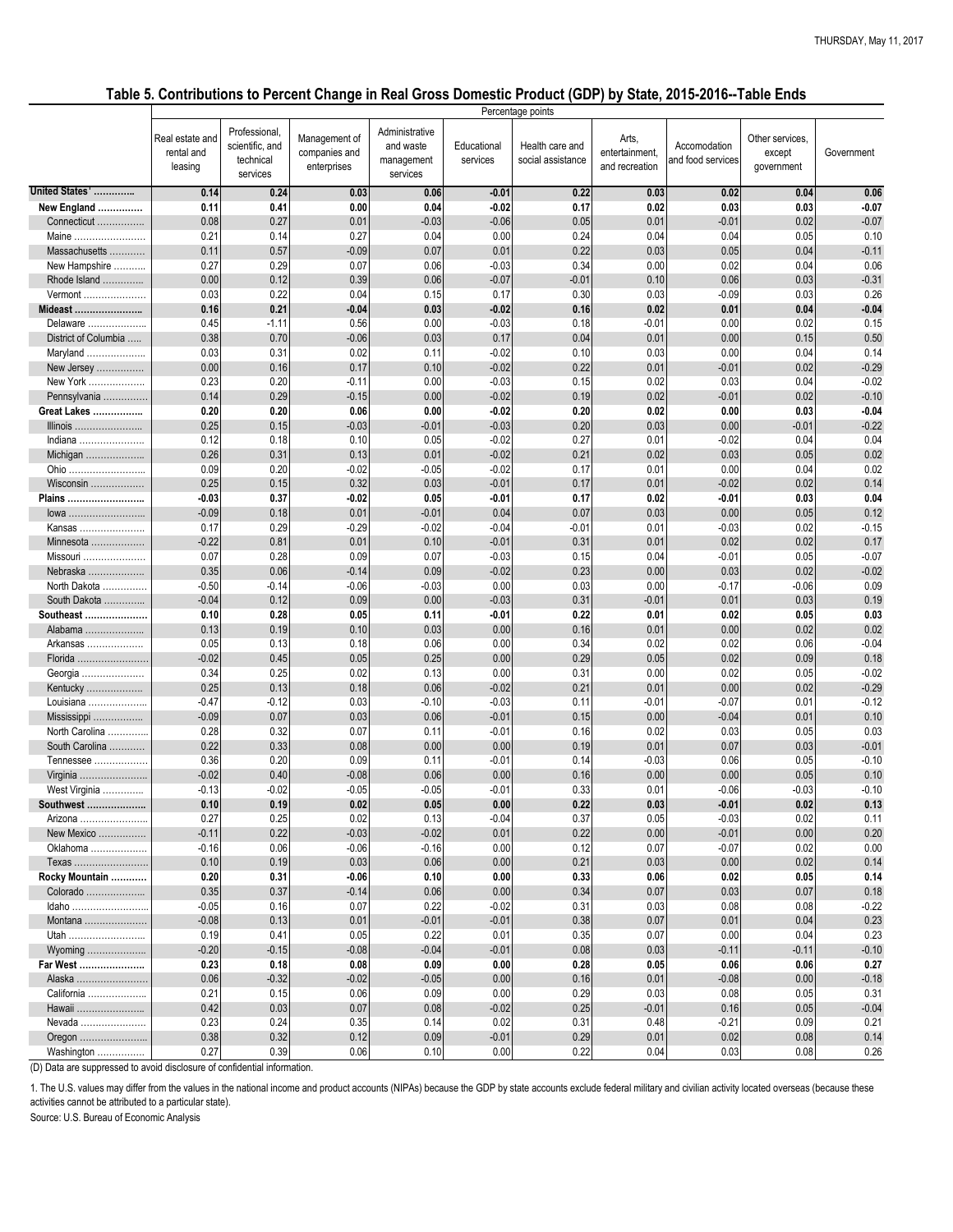## Table 5. Contributions to Percent Change in Real Gross Domestic Product (GDP) by State, 2015-2016--Table Ends

| | Percentage points | | | | | | | | | |
|---|---|---|---|---|---|---|---|---|---|---|
| | Real estate and rental and leasing | Professional, scientific, and technical services | Management of companies and enterprises | Administrative and waste management services | Educational services | Health care and social assistance | Arts, entertainment, and recreation | Accomodation and food services | Other services, except government | Government |
| **United States[1]** | **0.14** | **0.24** | **0.03** | **0.06** | **-0.01** | **0.22** | **0.03** | **0.02** | **0.04** | **0.06** |
| **New England** | **0.11** | **0.41** | **0.00** | **0.04** | **-0.02** | **0.17** | **0.02** | **0.03** | **0.03** | **-0.07** |
| Connecticut | 0.08 | 0.27 | 0.01 | -0.03 | -0.06 | 0.05 | 0.01 | -0.01 | 0.02 | -0.07 |
| Maine | 0.21 | 0.14 | 0.27 | 0.04 | 0.00 | 0.24 | 0.04 | 0.04 | 0.05 | 0.10 |
| Massachusetts | 0.11 | 0.57 | -0.09 | 0.07 | 0.01 | 0.22 | 0.03 | 0.05 | 0.04 | -0.11 |
| New Hampshire | 0.27 | 0.29 | 0.07 | 0.06 | -0.03 | 0.34 | 0.00 | 0.02 | 0.04 | 0.06 |
| Rhode Island | 0.00 | 0.12 | 0.39 | 0.06 | -0.07 | -0.01 | 0.10 | 0.06 | 0.03 | -0.31 |
| Vermont | 0.03 | 0.22 | 0.04 | 0.15 | 0.17 | 0.30 | 0.03 | -0.09 | 0.03 | 0.26 |
| **Mideast** | **0.16** | **0.21** | **-0.04** | **0.03** | **-0.02** | **0.16** | **0.02** | **0.01** | **0.04** | **-0.04** |
| Delaware | 0.45 | -1.11 | 0.56 | 0.00 | -0.03 | 0.18 | -0.01 | 0.00 | 0.02 | 0.15 |
| District of Columbia | 0.38 | 0.70 | -0.06 | 0.03 | 0.17 | 0.04 | 0.01 | 0.00 | 0.15 | 0.50 |
| Maryland | 0.03 | 0.31 | 0.02 | 0.11 | -0.02 | 0.10 | 0.03 | 0.00 | 0.04 | 0.14 |
| New Jersey | 0.00 | 0.16 | 0.17 | 0.10 | -0.02 | 0.22 | 0.01 | -0.01 | 0.02 | -0.29 |
| New York | 0.23 | 0.20 | -0.11 | 0.00 | -0.03 | 0.15 | 0.02 | 0.03 | 0.04 | -0.02 |
| Pennsylvania | 0.14 | 0.29 | -0.15 | 0.00 | -0.02 | 0.19 | 0.02 | -0.01 | 0.02 | -0.10 |
| **Great Lakes** | **0.20** | **0.20** | **0.06** | **0.00** | **-0.02** | **0.20** | **0.02** | **0.00** | **0.03** | **-0.04** |
| Illinois | 0.25 | 0.15 | -0.03 | -0.01 | -0.03 | 0.20 | 0.03 | 0.00 | -0.01 | -0.22 |
| Indiana | 0.12 | 0.18 | 0.10 | 0.05 | -0.02 | 0.27 | 0.01 | -0.02 | 0.04 | 0.04 |
| Michigan | 0.26 | 0.31 | 0.13 | 0.01 | -0.02 | 0.21 | 0.02 | 0.03 | 0.05 | 0.02 |
| Ohio | 0.09 | 0.20 | -0.02 | -0.05 | -0.02 | 0.17 | 0.01 | 0.00 | 0.04 | 0.02 |
| Wisconsin | 0.25 | 0.15 | 0.32 | 0.03 | -0.01 | 0.17 | 0.01 | -0.02 | 0.02 | 0.14 |
| **Plains** | **-0.03** | **0.37** | **-0.02** | **0.05** | **-0.01** | **0.17** | **0.02** | **-0.01** | **0.03** | **0.04** |
| Iowa | -0.09 | 0.18 | 0.01 | -0.01 | 0.04 | 0.07 | 0.03 | 0.00 | 0.05 | 0.12 |
| Kansas | 0.17 | 0.29 | -0.29 | -0.02 | -0.04 | -0.01 | 0.01 | -0.03 | 0.02 | -0.15 |
| Minnesota | -0.22 | 0.81 | 0.01 | 0.10 | -0.01 | 0.31 | 0.01 | 0.02 | 0.02 | 0.17 |
| Missouri | 0.07 | 0.28 | 0.09 | 0.07 | -0.03 | 0.15 | 0.04 | -0.01 | 0.05 | -0.07 |
| Nebraska | 0.35 | 0.06 | -0.14 | 0.09 | -0.02 | 0.23 | 0.00 | 0.03 | 0.02 | -0.02 |
| North Dakota | -0.50 | -0.14 | -0.06 | -0.03 | 0.00 | 0.03 | 0.00 | -0.17 | -0.06 | 0.09 |
| South Dakota | -0.04 | 0.12 | 0.09 | 0.00 | -0.03 | 0.31 | -0.01 | 0.01 | 0.03 | 0.19 |
| **Southeast** | **0.10** | **0.28** | **0.05** | **0.11** | **-0.01** | **0.22** | **0.01** | **0.02** | **0.05** | **0.03** |
| Alabama | 0.13 | 0.19 | 0.10 | 0.03 | 0.00 | 0.16 | 0.01 | 0.00 | 0.02 | 0.02 |
| Arkansas | 0.05 | 0.13 | 0.18 | 0.06 | 0.00 | 0.34 | 0.02 | 0.02 | 0.06 | -0.04 |
| Florida | -0.02 | 0.45 | 0.05 | 0.25 | 0.00 | 0.29 | 0.05 | 0.02 | 0.09 | 0.18 |
| Georgia | 0.34 | 0.25 | 0.02 | 0.13 | 0.00 | 0.31 | 0.00 | 0.02 | 0.05 | -0.02 |
| Kentucky | 0.25 | 0.13 | 0.18 | 0.06 | -0.02 | 0.21 | 0.01 | 0.00 | 0.02 | -0.29 |
| Louisiana | -0.47 | -0.12 | 0.03 | -0.10 | -0.03 | 0.11 | -0.01 | -0.07 | 0.01 | -0.12 |
| Mississippi | -0.09 | 0.07 | 0.03 | 0.06 | -0.01 | 0.15 | 0.00 | -0.04 | 0.01 | 0.10 |
| North Carolina | 0.28 | 0.32 | 0.07 | 0.11 | -0.01 | 0.16 | 0.02 | 0.03 | 0.05 | 0.03 |
| South Carolina | 0.22 | 0.33 | 0.08 | 0.00 | 0.00 | 0.19 | 0.01 | 0.07 | 0.03 | -0.01 |
| Tennessee | 0.36 | 0.20 | 0.09 | 0.11 | -0.01 | 0.14 | -0.03 | 0.06 | 0.05 | -0.10 |
| Virginia | -0.02 | 0.40 | -0.08 | 0.06 | 0.00 | 0.16 | 0.00 | 0.00 | 0.05 | 0.10 |
| West Virginia | -0.13 | -0.02 | -0.05 | -0.05 | -0.01 | 0.33 | 0.01 | -0.06 | -0.03 | -0.10 |
| **Southwest** | **0.10** | **0.19** | **0.02** | **0.05** | **0.00** | **0.22** | **0.03** | **-0.01** | **0.02** | **0.13** |
| Arizona | 0.27 | 0.25 | 0.02 | 0.13 | -0.04 | 0.37 | 0.05 | -0.03 | 0.02 | 0.11 |
| New Mexico | -0.11 | 0.22 | -0.03 | -0.02 | 0.01 | 0.22 | 0.00 | -0.01 | 0.00 | 0.20 |
| Oklahoma | -0.16 | 0.06 | -0.06 | -0.16 | 0.00 | 0.12 | 0.07 | -0.07 | 0.02 | 0.00 |
| Texas | 0.10 | 0.19 | 0.03 | 0.06 | 0.00 | 0.21 | 0.03 | 0.00 | 0.02 | 0.14 |
| **Rocky Mountain** | **0.20** | **0.31** | **-0.06** | **0.10** | **0.00** | **0.33** | **0.06** | **0.02** | **0.05** | **0.14** |
| Colorado | 0.35 | 0.37 | -0.14 | 0.06 | 0.00 | 0.34 | 0.07 | 0.03 | 0.07 | 0.18 |
| Idaho | -0.05 | 0.16 | 0.07 | 0.22 | -0.02 | 0.31 | 0.03 | 0.08 | 0.08 | -0.22 |
| Montana | -0.08 | 0.13 | 0.01 | -0.01 | -0.01 | 0.38 | 0.07 | 0.01 | 0.04 | 0.23 |
| Utah | 0.19 | 0.41 | 0.05 | 0.22 | 0.01 | 0.35 | 0.07 | 0.00 | 0.04 | 0.23 |
| Wyoming | -0.20 | -0.15 | -0.08 | -0.04 | -0.01 | 0.08 | 0.03 | -0.11 | -0.11 | -0.10 |
| **Far West** | **0.23** | **0.18** | **0.08** | **0.09** | **0.00** | **0.28** | **0.05** | **0.06** | **0.06** | **0.27** |
| Alaska | 0.06 | -0.32 | -0.02 | -0.05 | 0.00 | 0.16 | 0.01 | -0.08 | 0.00 | -0.18 |
| California | 0.21 | 0.15 | 0.06 | 0.09 | 0.00 | 0.29 | 0.03 | 0.08 | 0.05 | 0.31 |
| Hawaii | 0.42 | 0.03 | 0.07 | 0.08 | -0.02 | 0.25 | -0.01 | 0.16 | 0.05 | -0.04 |
| Nevada | 0.23 | 0.24 | 0.35 | 0.14 | 0.02 | 0.31 | 0.48 | -0.21 | 0.09 | 0.21 |
| Oregon | 0.38 | 0.32 | 0.12 | 0.09 | -0.01 | 0.29 | 0.01 | 0.02 | 0.08 | 0.14 |
| Washington | 0.27 | 0.39 | 0.06 | 0.10 | 0.00 | 0.22 | 0.04 | 0.03 | 0.08 | 0.26 |

(D) Data are suppressed to avoid disclosure of confidential information.

1. The U.S. values may differ from the values in the national income and product accounts (NIPAs) because the GDP by state accounts exclude federal military and civilian activity located overseas (because these activities cannot be attributed to a particular state).

Source: U.S. Bureau of Economic Analysis